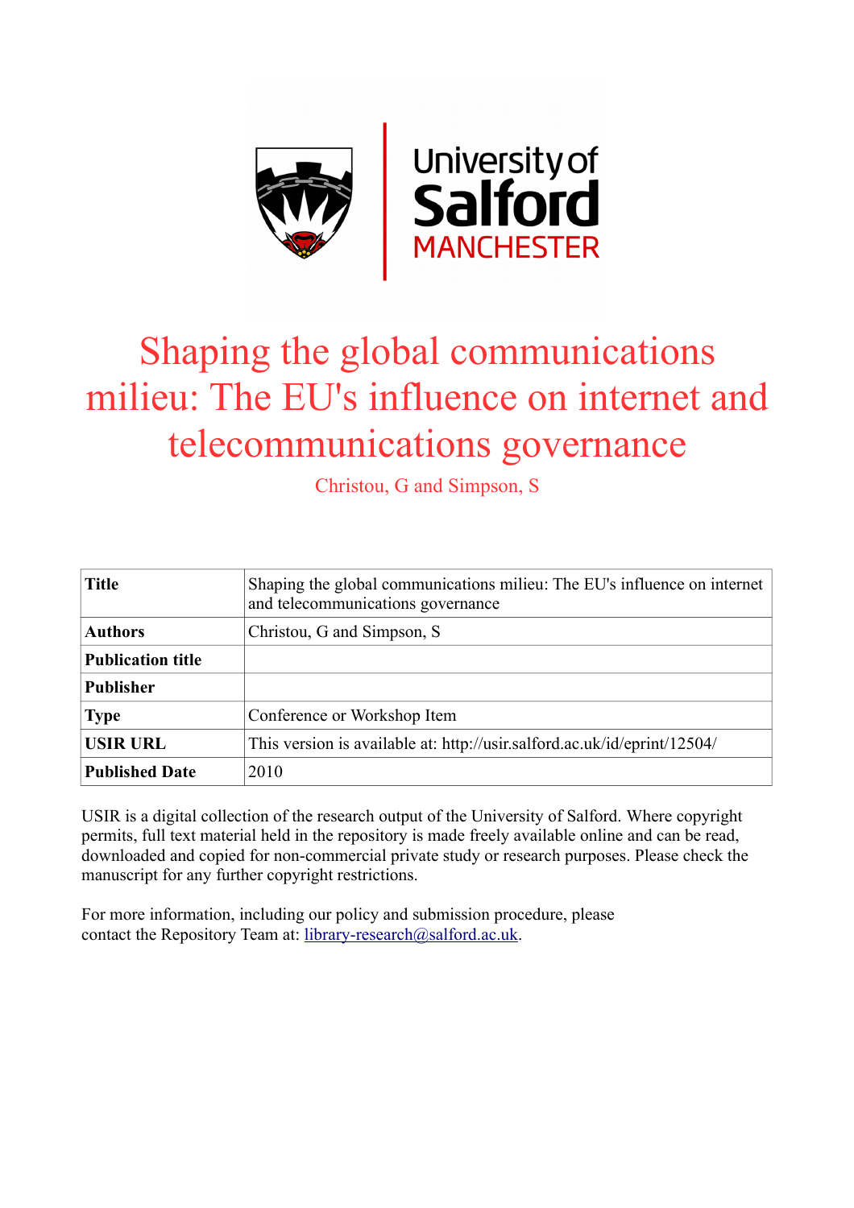# Shaping the global communications milieu: The EU's influence on internet and telecommunications governance

Christou, G and Simpson, S

| **Title** | Shaping the global communications milieu: The EU's influence on internet and telecommunications governance |
|---|---|
| **Authors** | Christou, G and Simpson, S |
| **Publication title** | |
| **Publisher** | |
| **Type** | Conference or Workshop Item |
| **USIR URL** | This version is available at: http://usir.salford.ac.uk/id/eprint/12504/ |
| **Published Date** | 2010 |

USIR is a digital collection of the research output of the University of Salford. Where copyright permits, full text material held in the repository is made freely available online and can be read, downloaded and copied for non-commercial private study or research purposes. Please check the manuscript for any further copyright restrictions.

For more information, including our policy and submission procedure, please contact the Repository Team at: library-research@salford.ac.uk.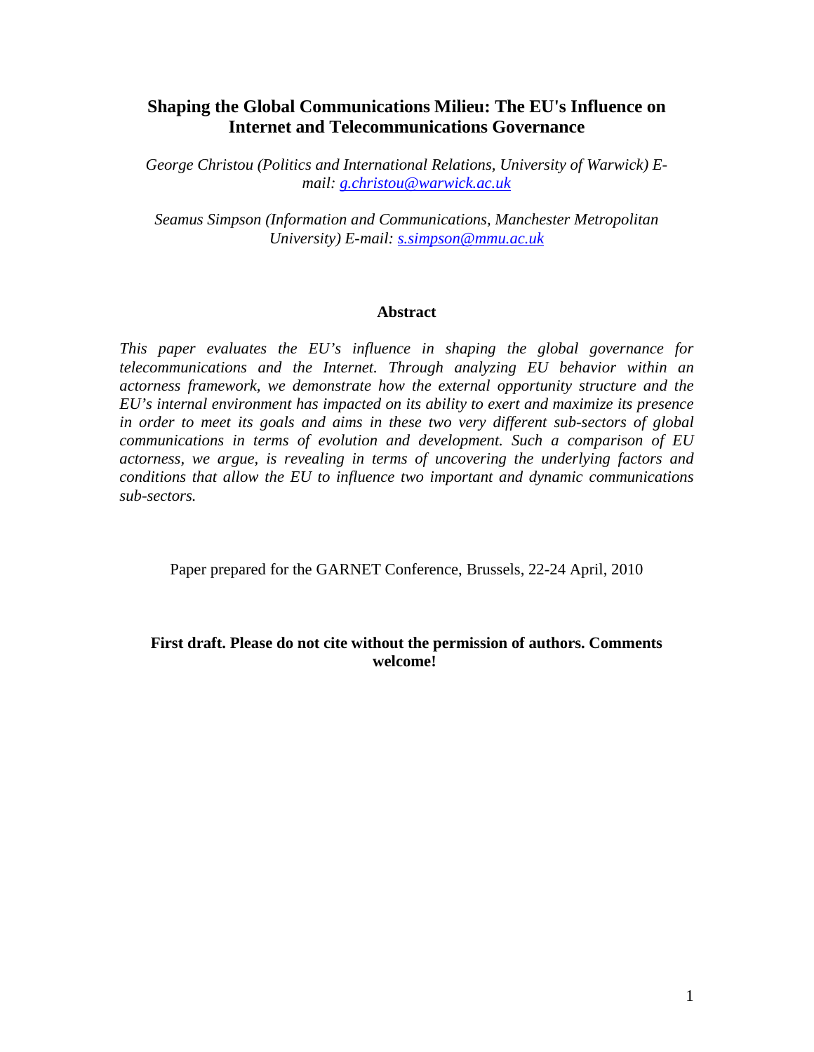# Shaping the Global Communications Milieu: The EU's Influence on Internet and Telecommunications Governance

*George Christou (Politics and International Relations, University of Warwick) E-mail: [g.christou@warwick.ac.uk](mailto:g.christou@warwick.ac.uk)*

*Seamus Simpson (Information and Communications, Manchester Metropolitan University) E-mail: [s.simpson@mmu.ac.uk](mailto:s.simpson@mmu.ac.uk)*

## Abstract

*This paper evaluates the EU's influence in shaping the global governance for telecommunications and the Internet. Through analyzing EU behavior within an actorness framework, we demonstrate how the external opportunity structure and the EU's internal environment has impacted on its ability to exert and maximize its presence in order to meet its goals and aims in these two very different sub-sectors of global communications in terms of evolution and development. Such a comparison of EU actorness, we argue, is revealing in terms of uncovering the underlying factors and conditions that allow the EU to influence two important and dynamic communications sub-sectors.*

Paper prepared for the GARNET Conference, Brussels, 22-24 April, 2010

**First draft. Please do not cite without the permission of authors. Comments welcome!**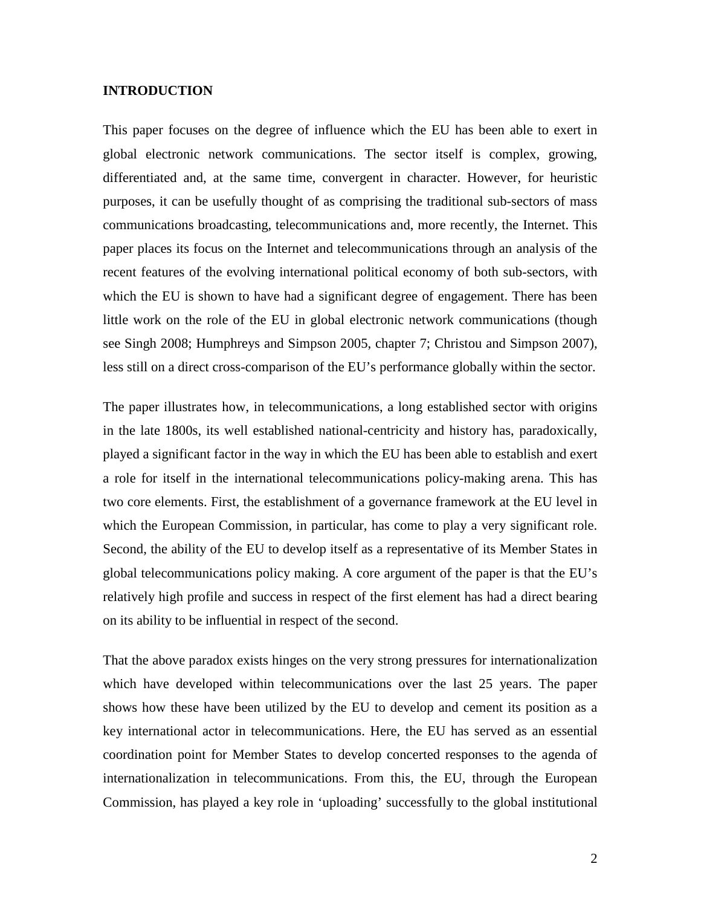**INTRODUCTION**

This paper focuses on the degree of influence which the EU has been able to exert in global electronic network communications. The sector itself is complex, growing, differentiated and, at the same time, convergent in character. However, for heuristic purposes, it can be usefully thought of as comprising the traditional sub-sectors of mass communications broadcasting, telecommunications and, more recently, the Internet. This paper places its focus on the Internet and telecommunications through an analysis of the recent features of the evolving international political economy of both sub-sectors, with which the EU is shown to have had a significant degree of engagement. There has been little work on the role of the EU in global electronic network communications (though see Singh 2008; Humphreys and Simpson 2005, chapter 7; Christou and Simpson 2007), less still on a direct cross-comparison of the EU's performance globally within the sector.

The paper illustrates how, in telecommunications, a long established sector with origins in the late 1800s, its well established national-centricity and history has, paradoxically, played a significant factor in the way in which the EU has been able to establish and exert a role for itself in the international telecommunications policy-making arena. This has two core elements. First, the establishment of a governance framework at the EU level in which the European Commission, in particular, has come to play a very significant role. Second, the ability of the EU to develop itself as a representative of its Member States in global telecommunications policy making. A core argument of the paper is that the EU's relatively high profile and success in respect of the first element has had a direct bearing on its ability to be influential in respect of the second.

That the above paradox exists hinges on the very strong pressures for internationalization which have developed within telecommunications over the last 25 years. The paper shows how these have been utilized by the EU to develop and cement its position as a key international actor in telecommunications. Here, the EU has served as an essential coordination point for Member States to develop concerted responses to the agenda of internationalization in telecommunications. From this, the EU, through the European Commission, has played a key role in 'uploading' successfully to the global institutional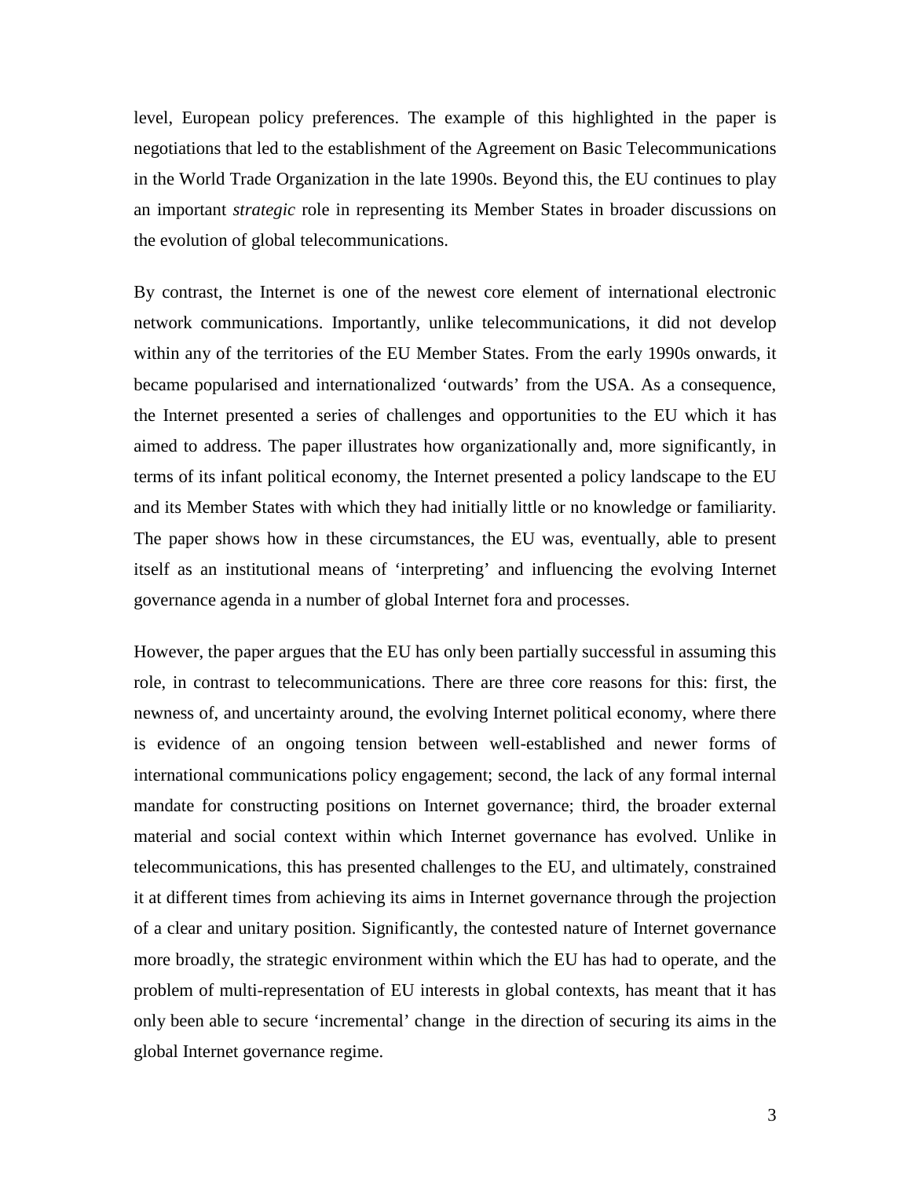level, European policy preferences. The example of this highlighted in the paper is negotiations that led to the establishment of the Agreement on Basic Telecommunications in the World Trade Organization in the late 1990s. Beyond this, the EU continues to play an important *strategic* role in representing its Member States in broader discussions on the evolution of global telecommunications.

By contrast, the Internet is one of the newest core element of international electronic network communications. Importantly, unlike telecommunications, it did not develop within any of the territories of the EU Member States. From the early 1990s onwards, it became popularised and internationalized 'outwards' from the USA. As a consequence, the Internet presented a series of challenges and opportunities to the EU which it has aimed to address. The paper illustrates how organizationally and, more significantly, in terms of its infant political economy, the Internet presented a policy landscape to the EU and its Member States with which they had initially little or no knowledge or familiarity. The paper shows how in these circumstances, the EU was, eventually, able to present itself as an institutional means of 'interpreting' and influencing the evolving Internet governance agenda in a number of global Internet fora and processes.

However, the paper argues that the EU has only been partially successful in assuming this role, in contrast to telecommunications. There are three core reasons for this: first, the newness of, and uncertainty around, the evolving Internet political economy, where there is evidence of an ongoing tension between well-established and newer forms of international communications policy engagement; second, the lack of any formal internal mandate for constructing positions on Internet governance; third, the broader external material and social context within which Internet governance has evolved. Unlike in telecommunications, this has presented challenges to the EU, and ultimately, constrained it at different times from achieving its aims in Internet governance through the projection of a clear and unitary position. Significantly, the contested nature of Internet governance more broadly, the strategic environment within which the EU has had to operate, and the problem of multi-representation of EU interests in global contexts, has meant that it has only been able to secure 'incremental' change in the direction of securing its aims in the global Internet governance regime.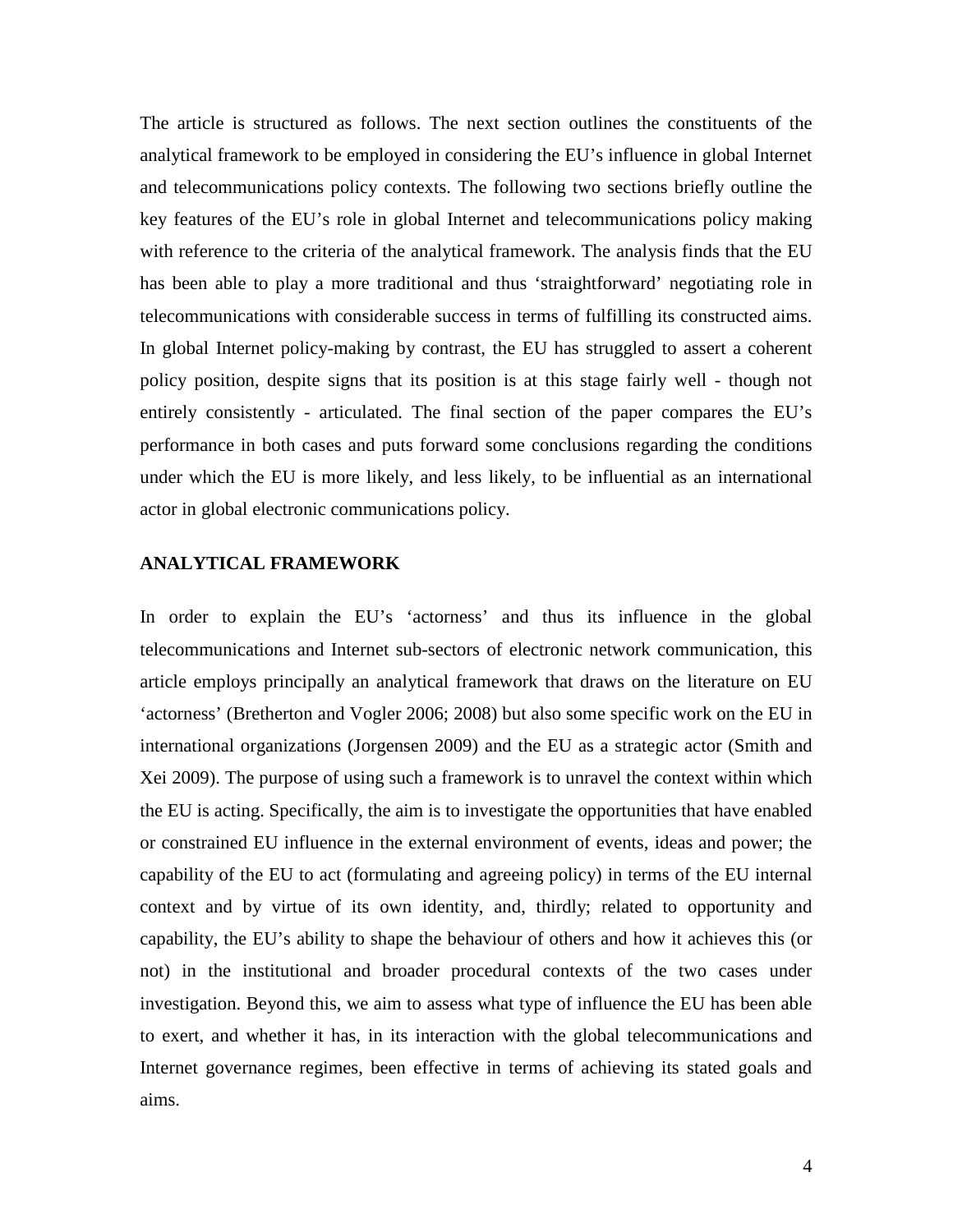The article is structured as follows. The next section outlines the constituents of the analytical framework to be employed in considering the EU's influence in global Internet and telecommunications policy contexts. The following two sections briefly outline the key features of the EU's role in global Internet and telecommunications policy making with reference to the criteria of the analytical framework. The analysis finds that the EU has been able to play a more traditional and thus 'straightforward' negotiating role in telecommunications with considerable success in terms of fulfilling its constructed aims. In global Internet policy-making by contrast, the EU has struggled to assert a coherent policy position, despite signs that its position is at this stage fairly well - though not entirely consistently - articulated. The final section of the paper compares the EU's performance in both cases and puts forward some conclusions regarding the conditions under which the EU is more likely, and less likely, to be influential as an international actor in global electronic communications policy.

## ANALYTICAL FRAMEWORK

In order to explain the EU's 'actorness' and thus its influence in the global telecommunications and Internet sub-sectors of electronic network communication, this article employs principally an analytical framework that draws on the literature on EU 'actorness' (Bretherton and Vogler 2006; 2008) but also some specific work on the EU in international organizations (Jorgensen 2009) and the EU as a strategic actor (Smith and Xei 2009). The purpose of using such a framework is to unravel the context within which the EU is acting. Specifically, the aim is to investigate the opportunities that have enabled or constrained EU influence in the external environment of events, ideas and power; the capability of the EU to act (formulating and agreeing policy) in terms of the EU internal context and by virtue of its own identity, and, thirdly; related to opportunity and capability, the EU's ability to shape the behaviour of others and how it achieves this (or not) in the institutional and broader procedural contexts of the two cases under investigation. Beyond this, we aim to assess what type of influence the EU has been able to exert, and whether it has, in its interaction with the global telecommunications and Internet governance regimes, been effective in terms of achieving its stated goals and aims.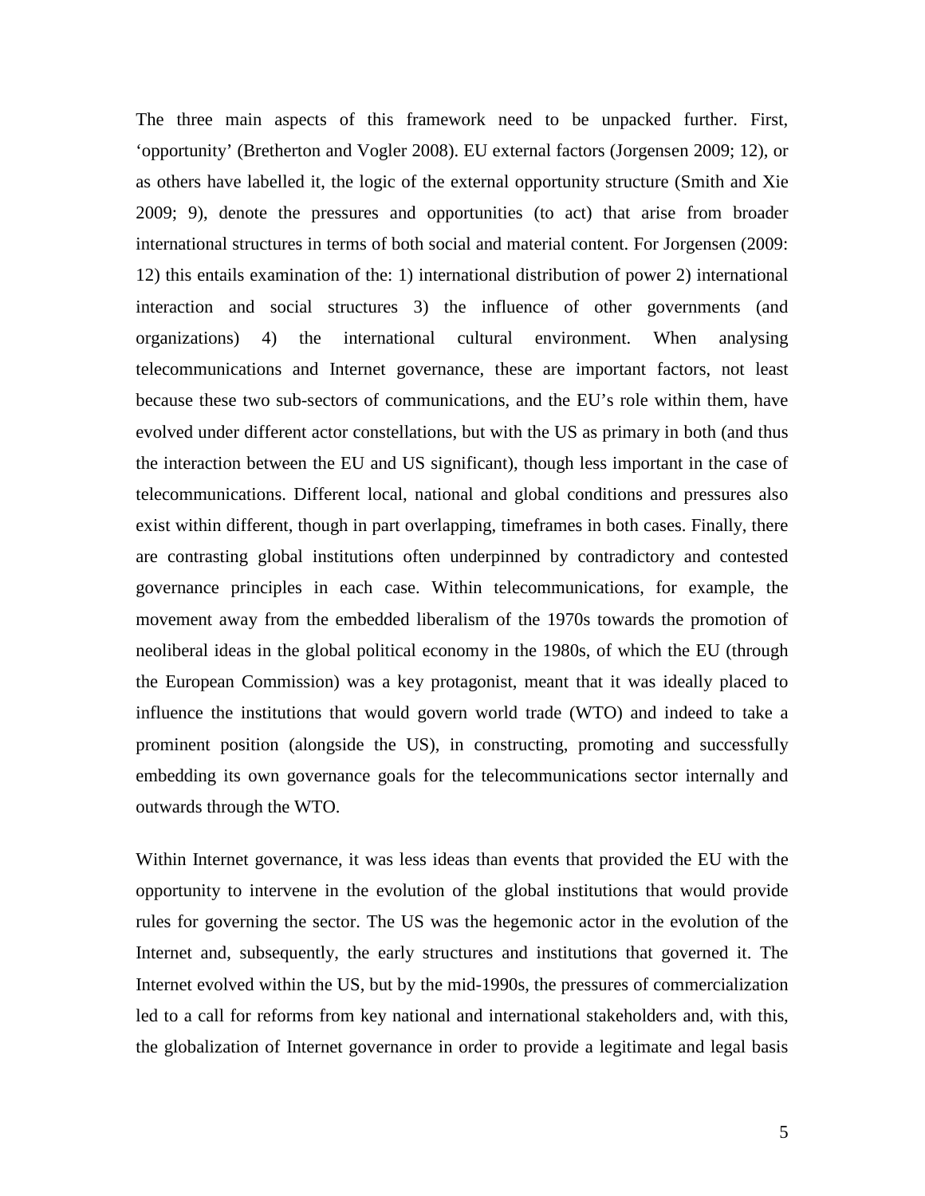The three main aspects of this framework need to be unpacked further. First, 'opportunity' (Bretherton and Vogler 2008). EU external factors (Jorgensen 2009; 12), or as others have labelled it, the logic of the external opportunity structure (Smith and Xie 2009; 9), denote the pressures and opportunities (to act) that arise from broader international structures in terms of both social and material content. For Jorgensen (2009: 12) this entails examination of the: 1) international distribution of power 2) international interaction and social structures 3) the influence of other governments (and organizations) 4) the international cultural environment. When analysing telecommunications and Internet governance, these are important factors, not least because these two sub-sectors of communications, and the EU's role within them, have evolved under different actor constellations, but with the US as primary in both (and thus the interaction between the EU and US significant), though less important in the case of telecommunications. Different local, national and global conditions and pressures also exist within different, though in part overlapping, timeframes in both cases. Finally, there are contrasting global institutions often underpinned by contradictory and contested governance principles in each case. Within telecommunications, for example, the movement away from the embedded liberalism of the 1970s towards the promotion of neoliberal ideas in the global political economy in the 1980s, of which the EU (through the European Commission) was a key protagonist, meant that it was ideally placed to influence the institutions that would govern world trade (WTO) and indeed to take a prominent position (alongside the US), in constructing, promoting and successfully embedding its own governance goals for the telecommunications sector internally and outwards through the WTO.

Within Internet governance, it was less ideas than events that provided the EU with the opportunity to intervene in the evolution of the global institutions that would provide rules for governing the sector. The US was the hegemonic actor in the evolution of the Internet and, subsequently, the early structures and institutions that governed it. The Internet evolved within the US, but by the mid-1990s, the pressures of commercialization led to a call for reforms from key national and international stakeholders and, with this, the globalization of Internet governance in order to provide a legitimate and legal basis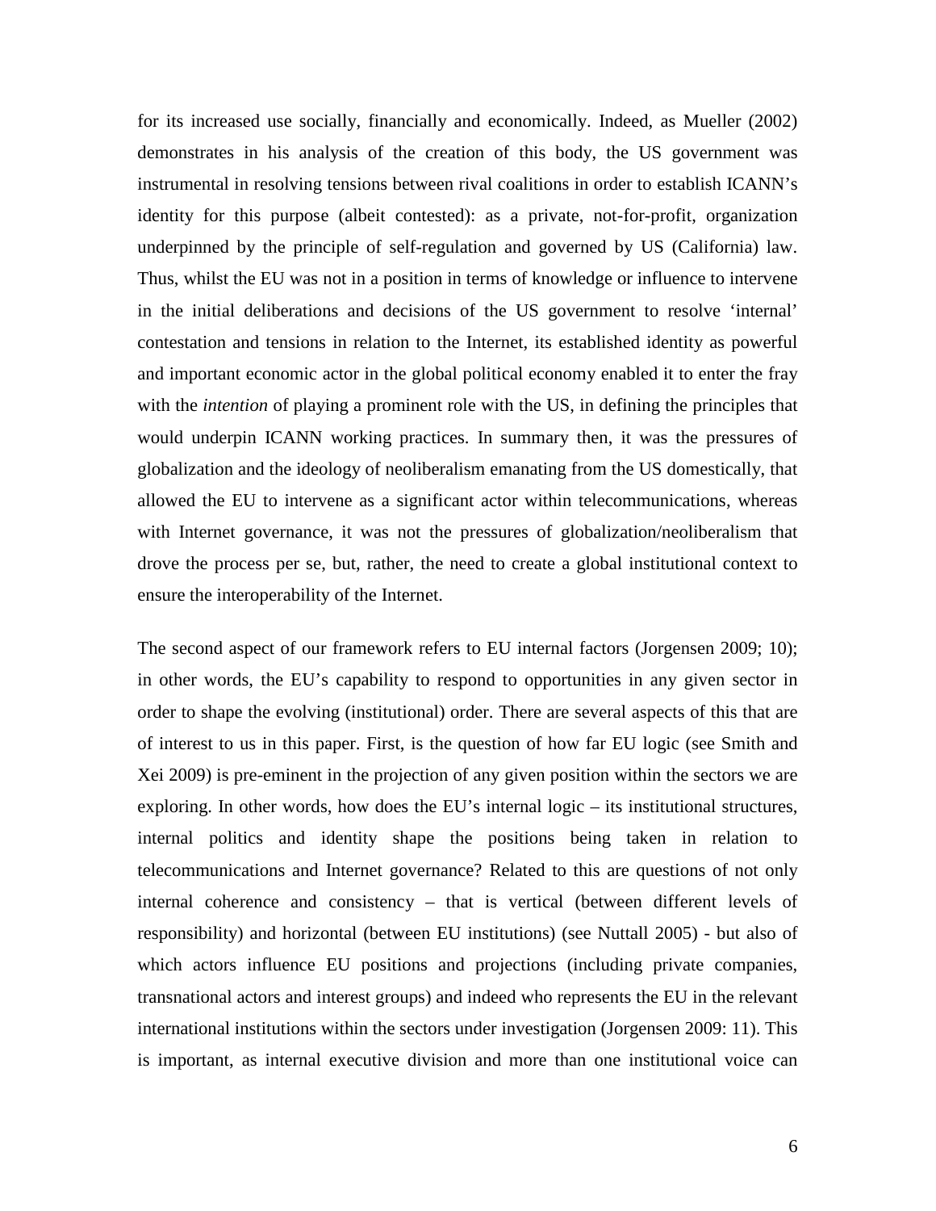for its increased use socially, financially and economically. Indeed, as Mueller (2002) demonstrates in his analysis of the creation of this body, the US government was instrumental in resolving tensions between rival coalitions in order to establish ICANN's identity for this purpose (albeit contested): as a private, not-for-profit, organization underpinned by the principle of self-regulation and governed by US (California) law. Thus, whilst the EU was not in a position in terms of knowledge or influence to intervene in the initial deliberations and decisions of the US government to resolve 'internal' contestation and tensions in relation to the Internet, its established identity as powerful and important economic actor in the global political economy enabled it to enter the fray with the *intention* of playing a prominent role with the US, in defining the principles that would underpin ICANN working practices. In summary then, it was the pressures of globalization and the ideology of neoliberalism emanating from the US domestically, that allowed the EU to intervene as a significant actor within telecommunications, whereas with Internet governance, it was not the pressures of globalization/neoliberalism that drove the process per se, but, rather, the need to create a global institutional context to ensure the interoperability of the Internet.

The second aspect of our framework refers to EU internal factors (Jorgensen 2009; 10); in other words, the EU's capability to respond to opportunities in any given sector in order to shape the evolving (institutional) order. There are several aspects of this that are of interest to us in this paper. First, is the question of how far EU logic (see Smith and Xei 2009) is pre-eminent in the projection of any given position within the sectors we are exploring. In other words, how does the EU's internal logic – its institutional structures, internal politics and identity shape the positions being taken in relation to telecommunications and Internet governance? Related to this are questions of not only internal coherence and consistency – that is vertical (between different levels of responsibility) and horizontal (between EU institutions) (see Nuttall 2005) - but also of which actors influence EU positions and projections (including private companies, transnational actors and interest groups) and indeed who represents the EU in the relevant international institutions within the sectors under investigation (Jorgensen 2009: 11). This is important, as internal executive division and more than one institutional voice can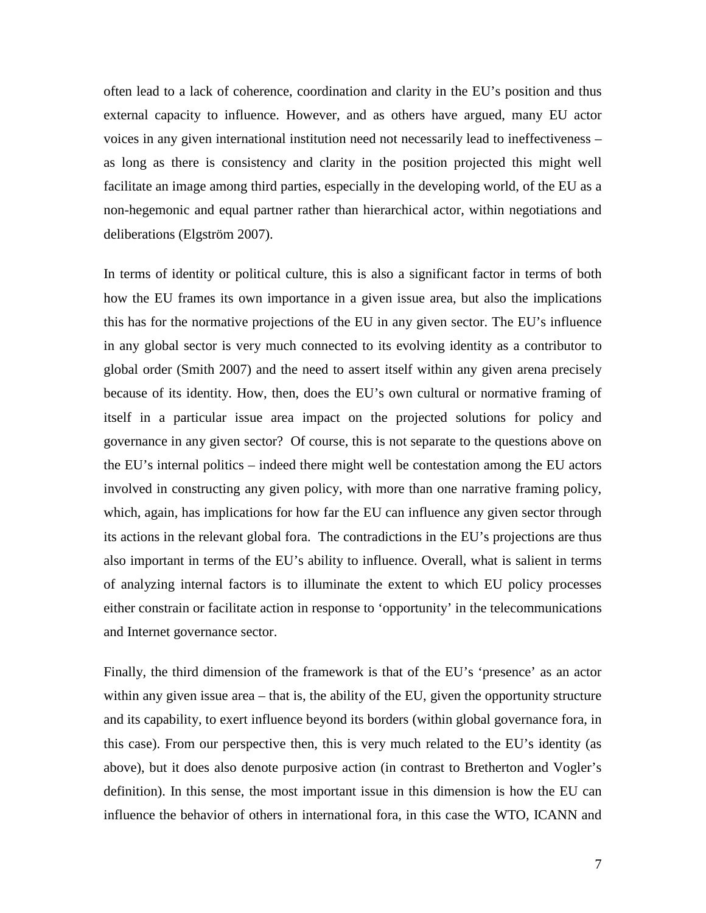often lead to a lack of coherence, coordination and clarity in the EU's position and thus external capacity to influence. However, and as others have argued, many EU actor voices in any given international institution need not necessarily lead to ineffectiveness – as long as there is consistency and clarity in the position projected this might well facilitate an image among third parties, especially in the developing world, of the EU as a non-hegemonic and equal partner rather than hierarchical actor, within negotiations and deliberations (Elgström 2007).

In terms of identity or political culture, this is also a significant factor in terms of both how the EU frames its own importance in a given issue area, but also the implications this has for the normative projections of the EU in any given sector. The EU's influence in any global sector is very much connected to its evolving identity as a contributor to global order (Smith 2007) and the need to assert itself within any given arena precisely because of its identity. How, then, does the EU's own cultural or normative framing of itself in a particular issue area impact on the projected solutions for policy and governance in any given sector? Of course, this is not separate to the questions above on the EU's internal politics – indeed there might well be contestation among the EU actors involved in constructing any given policy, with more than one narrative framing policy, which, again, has implications for how far the EU can influence any given sector through its actions in the relevant global fora. The contradictions in the EU's projections are thus also important in terms of the EU's ability to influence. Overall, what is salient in terms of analyzing internal factors is to illuminate the extent to which EU policy processes either constrain or facilitate action in response to 'opportunity' in the telecommunications and Internet governance sector.

Finally, the third dimension of the framework is that of the EU's 'presence' as an actor within any given issue area – that is, the ability of the EU, given the opportunity structure and its capability, to exert influence beyond its borders (within global governance fora, in this case). From our perspective then, this is very much related to the EU's identity (as above), but it does also denote purposive action (in contrast to Bretherton and Vogler's definition). In this sense, the most important issue in this dimension is how the EU can influence the behavior of others in international fora, in this case the WTO, ICANN and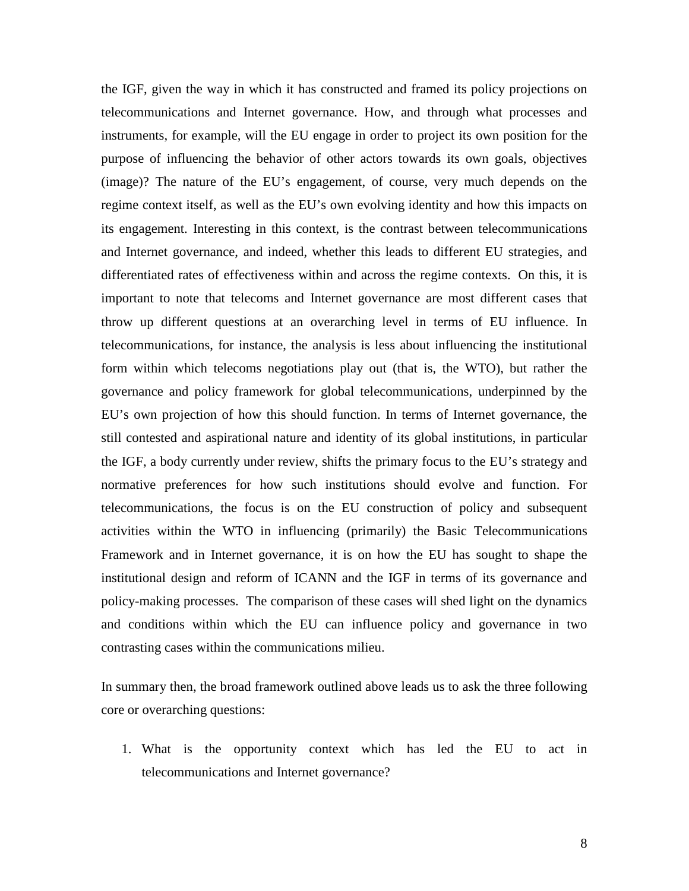the IGF, given the way in which it has constructed and framed its policy projections on telecommunications and Internet governance. How, and through what processes and instruments, for example, will the EU engage in order to project its own position for the purpose of influencing the behavior of other actors towards its own goals, objectives (image)? The nature of the EU's engagement, of course, very much depends on the regime context itself, as well as the EU's own evolving identity and how this impacts on its engagement. Interesting in this context, is the contrast between telecommunications and Internet governance, and indeed, whether this leads to different EU strategies, and differentiated rates of effectiveness within and across the regime contexts. On this, it is important to note that telecoms and Internet governance are most different cases that throw up different questions at an overarching level in terms of EU influence. In telecommunications, for instance, the analysis is less about influencing the institutional form within which telecoms negotiations play out (that is, the WTO), but rather the governance and policy framework for global telecommunications, underpinned by the EU's own projection of how this should function. In terms of Internet governance, the still contested and aspirational nature and identity of its global institutions, in particular the IGF, a body currently under review, shifts the primary focus to the EU's strategy and normative preferences for how such institutions should evolve and function. For telecommunications, the focus is on the EU construction of policy and subsequent activities within the WTO in influencing (primarily) the Basic Telecommunications Framework and in Internet governance, it is on how the EU has sought to shape the institutional design and reform of ICANN and the IGF in terms of its governance and policy-making processes. The comparison of these cases will shed light on the dynamics and conditions within which the EU can influence policy and governance in two contrasting cases within the communications milieu.

In summary then, the broad framework outlined above leads us to ask the three following core or overarching questions:

1. What is the opportunity context which has led the EU to act in telecommunications and Internet governance?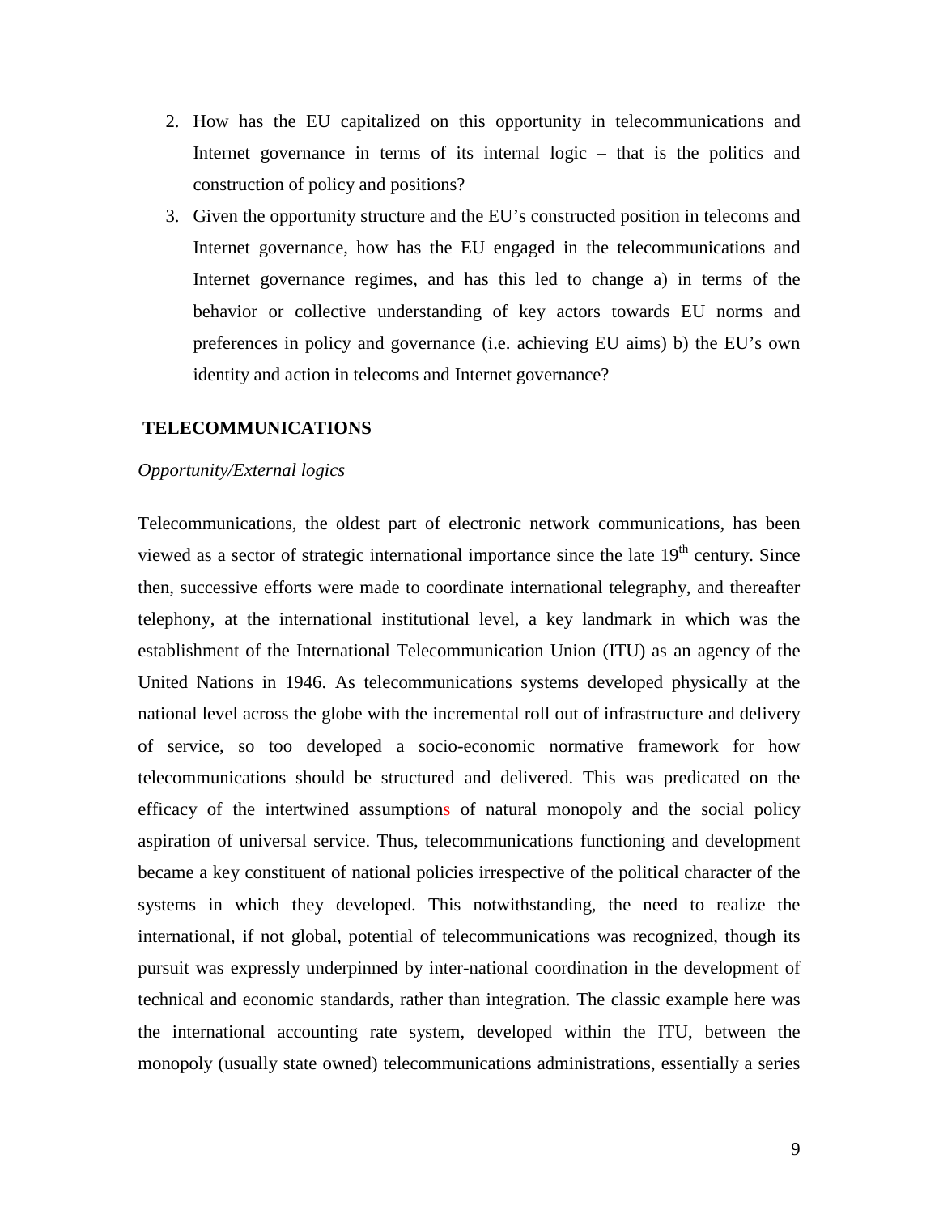2. How has the EU capitalized on this opportunity in telecommunications and Internet governance in terms of its internal logic – that is the politics and construction of policy and positions?
3. Given the opportunity structure and the EU's constructed position in telecoms and Internet governance, how has the EU engaged in the telecommunications and Internet governance regimes, and has this led to change a) in terms of the behavior or collective understanding of key actors towards EU norms and preferences in policy and governance (i.e. achieving EU aims) b) the EU's own identity and action in telecoms and Internet governance?

## TELECOMMUNICATIONS

*Opportunity/External logics*

Telecommunications, the oldest part of electronic network communications, has been viewed as a sector of strategic international importance since the late 19th century. Since then, successive efforts were made to coordinate international telegraphy, and thereafter telephony, at the international institutional level, a key landmark in which was the establishment of the International Telecommunication Union (ITU) as an agency of the United Nations in 1946. As telecommunications systems developed physically at the national level across the globe with the incremental roll out of infrastructure and delivery of service, so too developed a socio-economic normative framework for how telecommunications should be structured and delivered. This was predicated on the efficacy of the intertwined assumptions of natural monopoly and the social policy aspiration of universal service. Thus, telecommunications functioning and development became a key constituent of national policies irrespective of the political character of the systems in which they developed. This notwithstanding, the need to realize the international, if not global, potential of telecommunications was recognized, though its pursuit was expressly underpinned by inter-national coordination in the development of technical and economic standards, rather than integration. The classic example here was the international accounting rate system, developed within the ITU, between the monopoly (usually state owned) telecommunications administrations, essentially a series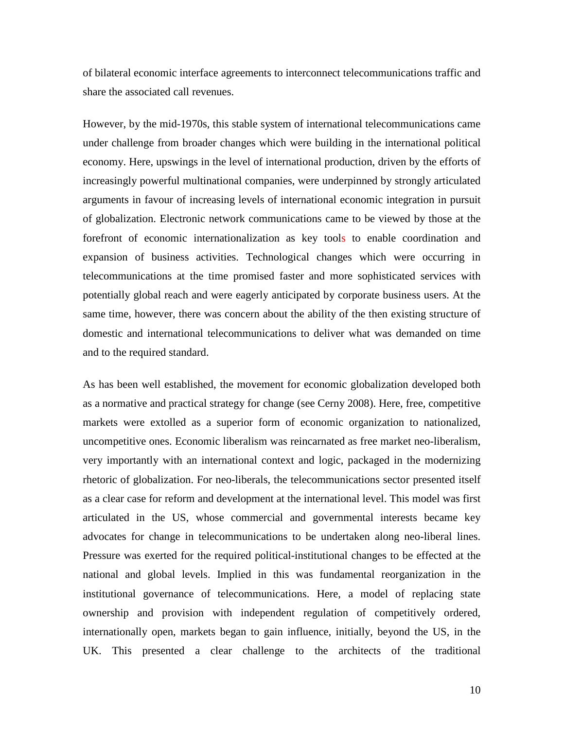of bilateral economic interface agreements to interconnect telecommunications traffic and share the associated call revenues.

However, by the mid-1970s, this stable system of international telecommunications came under challenge from broader changes which were building in the international political economy. Here, upswings in the level of international production, driven by the efforts of increasingly powerful multinational companies, were underpinned by strongly articulated arguments in favour of increasing levels of international economic integration in pursuit of globalization. Electronic network communications came to be viewed by those at the forefront of economic internationalization as key tools to enable coordination and expansion of business activities. Technological changes which were occurring in telecommunications at the time promised faster and more sophisticated services with potentially global reach and were eagerly anticipated by corporate business users. At the same time, however, there was concern about the ability of the then existing structure of domestic and international telecommunications to deliver what was demanded on time and to the required standard.

As has been well established, the movement for economic globalization developed both as a normative and practical strategy for change (see Cerny 2008). Here, free, competitive markets were extolled as a superior form of economic organization to nationalized, uncompetitive ones. Economic liberalism was reincarnated as free market neo-liberalism, very importantly with an international context and logic, packaged in the modernizing rhetoric of globalization. For neo-liberals, the telecommunications sector presented itself as a clear case for reform and development at the international level. This model was first articulated in the US, whose commercial and governmental interests became key advocates for change in telecommunications to be undertaken along neo-liberal lines. Pressure was exerted for the required political-institutional changes to be effected at the national and global levels. Implied in this was fundamental reorganization in the institutional governance of telecommunications. Here, a model of replacing state ownership and provision with independent regulation of competitively ordered, internationally open, markets began to gain influence, initially, beyond the US, in the UK. This presented a clear challenge to the architects of the traditional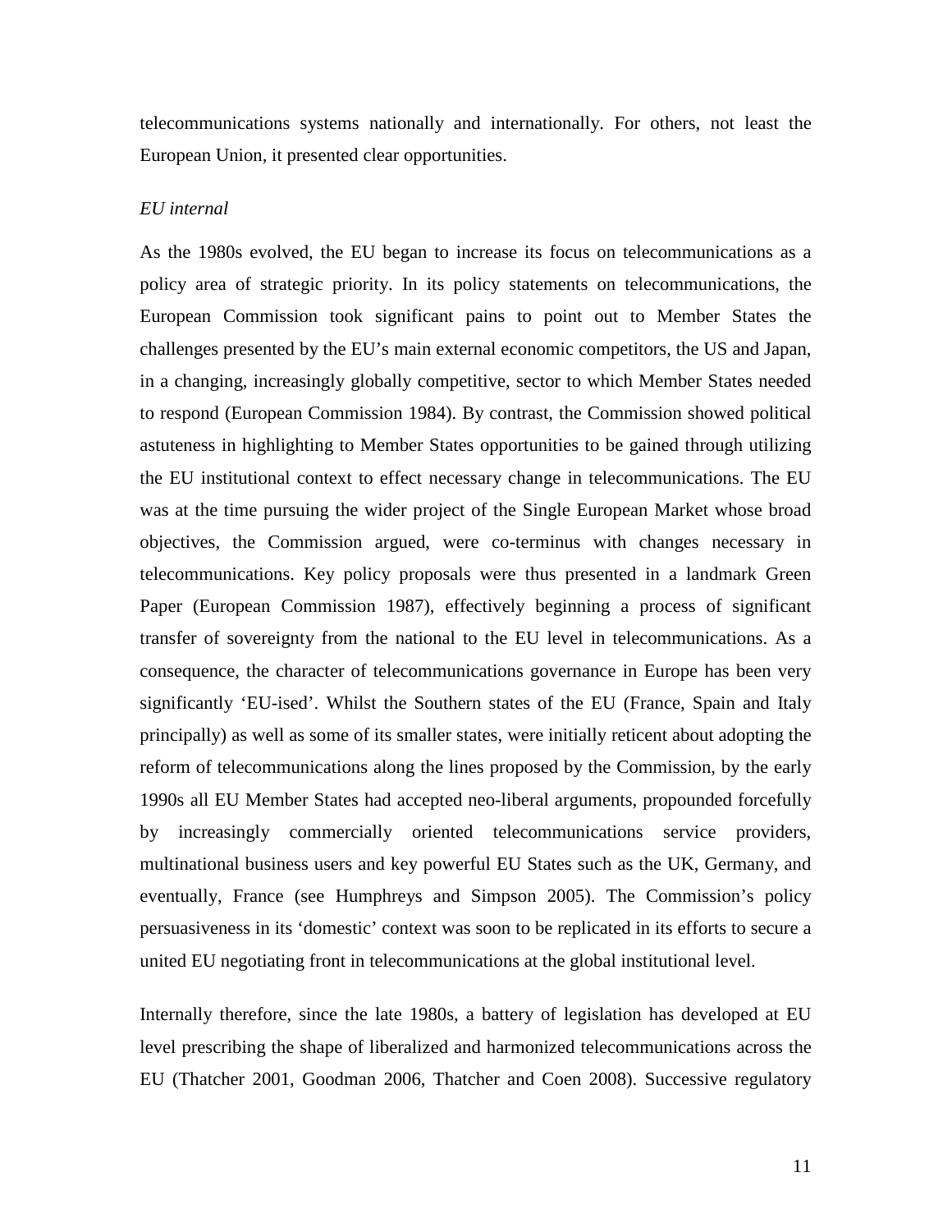telecommunications systems nationally and internationally. For others, not least the European Union, it presented clear opportunities.

*EU internal*

As the 1980s evolved, the EU began to increase its focus on telecommunications as a policy area of strategic priority. In its policy statements on telecommunications, the European Commission took significant pains to point out to Member States the challenges presented by the EU's main external economic competitors, the US and Japan, in a changing, increasingly globally competitive, sector to which Member States needed to respond (European Commission 1984). By contrast, the Commission showed political astuteness in highlighting to Member States opportunities to be gained through utilizing the EU institutional context to effect necessary change in telecommunications. The EU was at the time pursuing the wider project of the Single European Market whose broad objectives, the Commission argued, were co-terminus with changes necessary in telecommunications. Key policy proposals were thus presented in a landmark Green Paper (European Commission 1987), effectively beginning a process of significant transfer of sovereignty from the national to the EU level in telecommunications. As a consequence, the character of telecommunications governance in Europe has been very significantly 'EU-ised'. Whilst the Southern states of the EU (France, Spain and Italy principally) as well as some of its smaller states, were initially reticent about adopting the reform of telecommunications along the lines proposed by the Commission, by the early 1990s all EU Member States had accepted neo-liberal arguments, propounded forcefully by increasingly commercially oriented telecommunications service providers, multinational business users and key powerful EU States such as the UK, Germany, and eventually, France (see Humphreys and Simpson 2005). The Commission's policy persuasiveness in its 'domestic' context was soon to be replicated in its efforts to secure a united EU negotiating front in telecommunications at the global institutional level.

Internally therefore, since the late 1980s, a battery of legislation has developed at EU level prescribing the shape of liberalized and harmonized telecommunications across the EU (Thatcher 2001, Goodman 2006, Thatcher and Coen 2008). Successive regulatory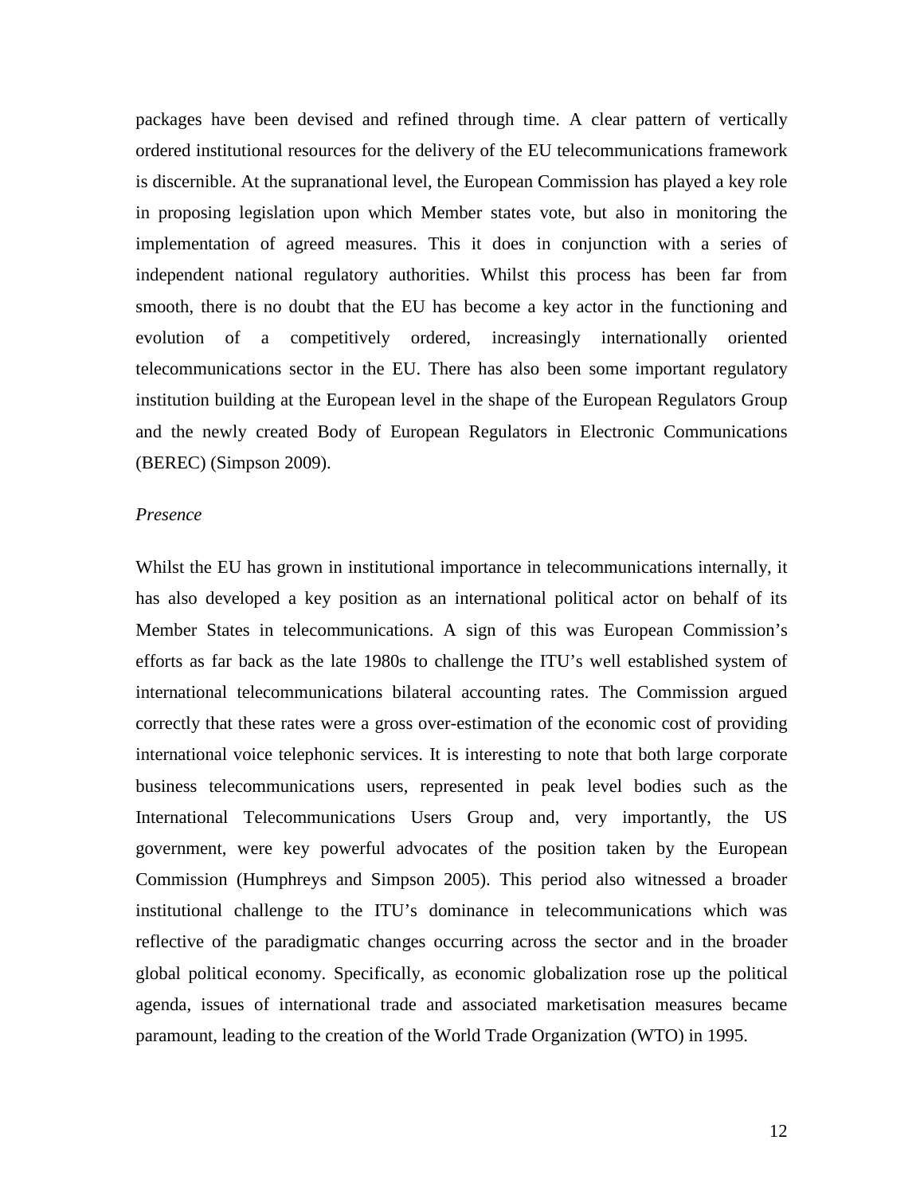packages have been devised and refined through time. A clear pattern of vertically ordered institutional resources for the delivery of the EU telecommunications framework is discernible. At the supranational level, the European Commission has played a key role in proposing legislation upon which Member states vote, but also in monitoring the implementation of agreed measures. This it does in conjunction with a series of independent national regulatory authorities. Whilst this process has been far from smooth, there is no doubt that the EU has become a key actor in the functioning and evolution of a competitively ordered, increasingly internationally oriented telecommunications sector in the EU. There has also been some important regulatory institution building at the European level in the shape of the European Regulators Group and the newly created Body of European Regulators in Electronic Communications (BEREC) (Simpson 2009).

*Presence*

Whilst the EU has grown in institutional importance in telecommunications internally, it has also developed a key position as an international political actor on behalf of its Member States in telecommunications. A sign of this was European Commission's efforts as far back as the late 1980s to challenge the ITU's well established system of international telecommunications bilateral accounting rates. The Commission argued correctly that these rates were a gross over-estimation of the economic cost of providing international voice telephonic services. It is interesting to note that both large corporate business telecommunications users, represented in peak level bodies such as the International Telecommunications Users Group and, very importantly, the US government, were key powerful advocates of the position taken by the European Commission (Humphreys and Simpson 2005). This period also witnessed a broader institutional challenge to the ITU's dominance in telecommunications which was reflective of the paradigmatic changes occurring across the sector and in the broader global political economy. Specifically, as economic globalization rose up the political agenda, issues of international trade and associated marketisation measures became paramount, leading to the creation of the World Trade Organization (WTO) in 1995.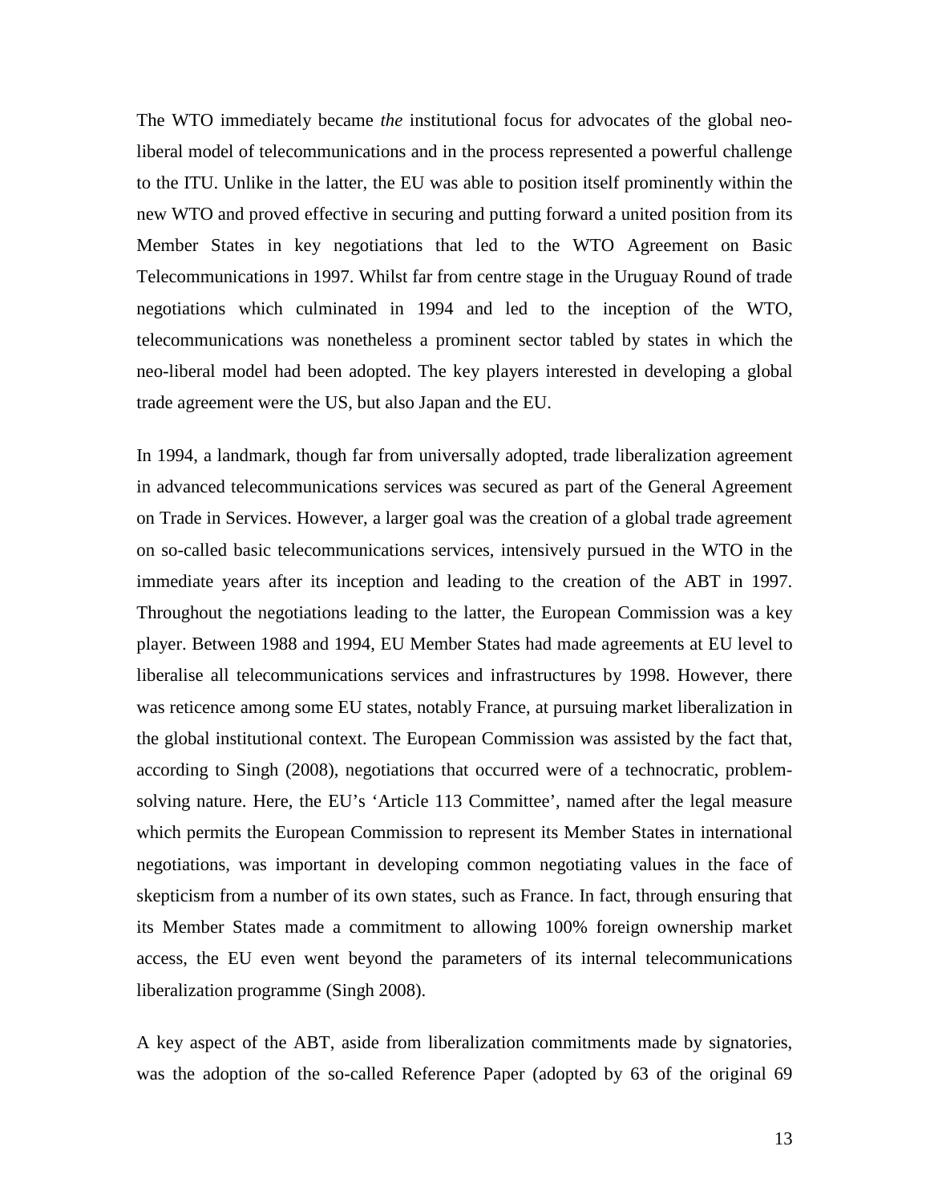The WTO immediately became *the* institutional focus for advocates of the global neo-liberal model of telecommunications and in the process represented a powerful challenge to the ITU. Unlike in the latter, the EU was able to position itself prominently within the new WTO and proved effective in securing and putting forward a united position from its Member States in key negotiations that led to the WTO Agreement on Basic Telecommunications in 1997. Whilst far from centre stage in the Uruguay Round of trade negotiations which culminated in 1994 and led to the inception of the WTO, telecommunications was nonetheless a prominent sector tabled by states in which the neo-liberal model had been adopted. The key players interested in developing a global trade agreement were the US, but also Japan and the EU.

In 1994, a landmark, though far from universally adopted, trade liberalization agreement in advanced telecommunications services was secured as part of the General Agreement on Trade in Services. However, a larger goal was the creation of a global trade agreement on so-called basic telecommunications services, intensively pursued in the WTO in the immediate years after its inception and leading to the creation of the ABT in 1997. Throughout the negotiations leading to the latter, the European Commission was a key player. Between 1988 and 1994, EU Member States had made agreements at EU level to liberalise all telecommunications services and infrastructures by 1998. However, there was reticence among some EU states, notably France, at pursuing market liberalization in the global institutional context. The European Commission was assisted by the fact that, according to Singh (2008), negotiations that occurred were of a technocratic, problem-solving nature. Here, the EU's 'Article 113 Committee', named after the legal measure which permits the European Commission to represent its Member States in international negotiations, was important in developing common negotiating values in the face of skepticism from a number of its own states, such as France. In fact, through ensuring that its Member States made a commitment to allowing 100% foreign ownership market access, the EU even went beyond the parameters of its internal telecommunications liberalization programme (Singh 2008).

A key aspect of the ABT, aside from liberalization commitments made by signatories, was the adoption of the so-called Reference Paper (adopted by 63 of the original 69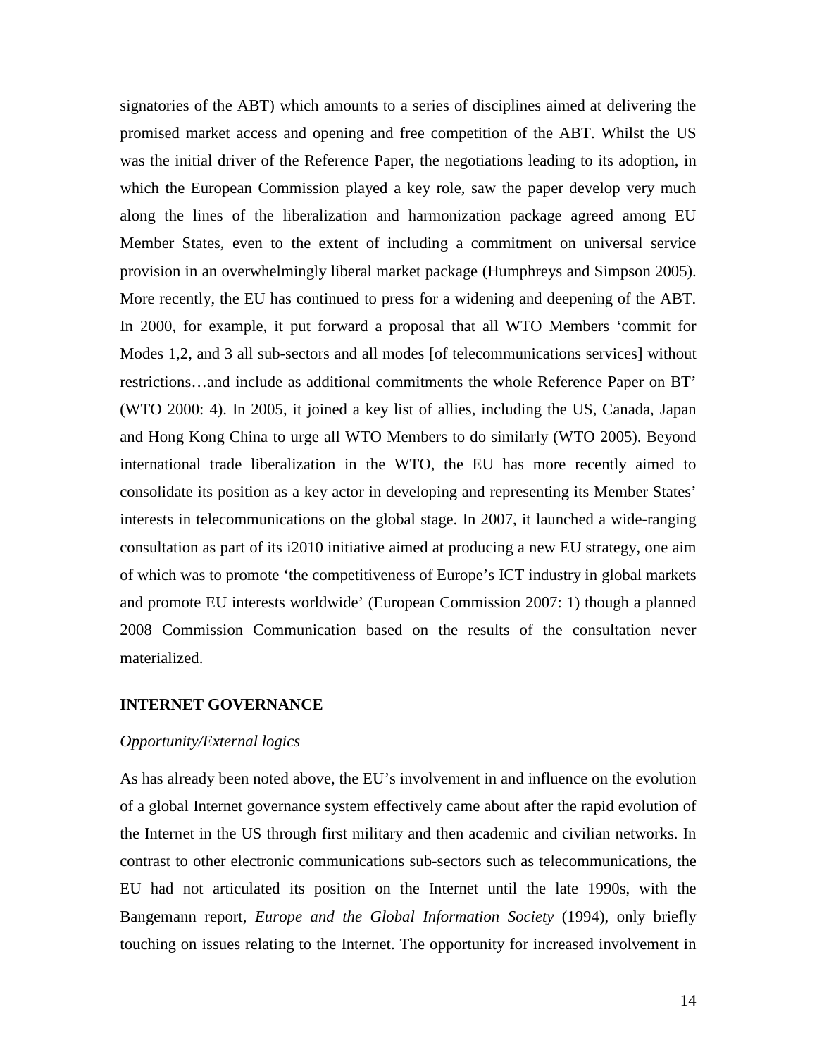signatories of the ABT) which amounts to a series of disciplines aimed at delivering the promised market access and opening and free competition of the ABT. Whilst the US was the initial driver of the Reference Paper, the negotiations leading to its adoption, in which the European Commission played a key role, saw the paper develop very much along the lines of the liberalization and harmonization package agreed among EU Member States, even to the extent of including a commitment on universal service provision in an overwhelmingly liberal market package (Humphreys and Simpson 2005). More recently, the EU has continued to press for a widening and deepening of the ABT. In 2000, for example, it put forward a proposal that all WTO Members 'commit for Modes 1,2, and 3 all sub-sectors and all modes [of telecommunications services] without restrictions…and include as additional commitments the whole Reference Paper on BT' (WTO 2000: 4). In 2005, it joined a key list of allies, including the US, Canada, Japan and Hong Kong China to urge all WTO Members to do similarly (WTO 2005). Beyond international trade liberalization in the WTO, the EU has more recently aimed to consolidate its position as a key actor in developing and representing its Member States' interests in telecommunications on the global stage. In 2007, it launched a wide-ranging consultation as part of its i2010 initiative aimed at producing a new EU strategy, one aim of which was to promote 'the competitiveness of Europe's ICT industry in global markets and promote EU interests worldwide' (European Commission 2007: 1) though a planned 2008 Commission Communication based on the results of the consultation never materialized.

## INTERNET GOVERNANCE

### *Opportunity/External logics*

As has already been noted above, the EU's involvement in and influence on the evolution of a global Internet governance system effectively came about after the rapid evolution of the Internet in the US through first military and then academic and civilian networks. In contrast to other electronic communications sub-sectors such as telecommunications, the EU had not articulated its position on the Internet until the late 1990s, with the Bangemann report, *Europe and the Global Information Society* (1994), only briefly touching on issues relating to the Internet. The opportunity for increased involvement in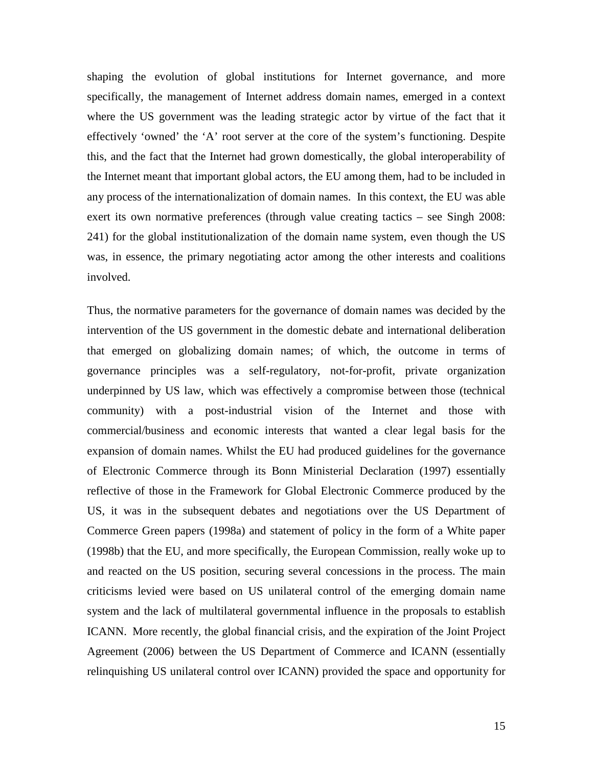shaping the evolution of global institutions for Internet governance, and more specifically, the management of Internet address domain names, emerged in a context where the US government was the leading strategic actor by virtue of the fact that it effectively 'owned' the 'A' root server at the core of the system's functioning. Despite this, and the fact that the Internet had grown domestically, the global interoperability of the Internet meant that important global actors, the EU among them, had to be included in any process of the internationalization of domain names. In this context, the EU was able exert its own normative preferences (through value creating tactics – see Singh 2008: 241) for the global institutionalization of the domain name system, even though the US was, in essence, the primary negotiating actor among the other interests and coalitions involved.

Thus, the normative parameters for the governance of domain names was decided by the intervention of the US government in the domestic debate and international deliberation that emerged on globalizing domain names; of which, the outcome in terms of governance principles was a self-regulatory, not-for-profit, private organization underpinned by US law, which was effectively a compromise between those (technical community) with a post-industrial vision of the Internet and those with commercial/business and economic interests that wanted a clear legal basis for the expansion of domain names. Whilst the EU had produced guidelines for the governance of Electronic Commerce through its Bonn Ministerial Declaration (1997) essentially reflective of those in the Framework for Global Electronic Commerce produced by the US, it was in the subsequent debates and negotiations over the US Department of Commerce Green papers (1998a) and statement of policy in the form of a White paper (1998b) that the EU, and more specifically, the European Commission, really woke up to and reacted on the US position, securing several concessions in the process. The main criticisms levied were based on US unilateral control of the emerging domain name system and the lack of multilateral governmental influence in the proposals to establish ICANN. More recently, the global financial crisis, and the expiration of the Joint Project Agreement (2006) between the US Department of Commerce and ICANN (essentially relinquishing US unilateral control over ICANN) provided the space and opportunity for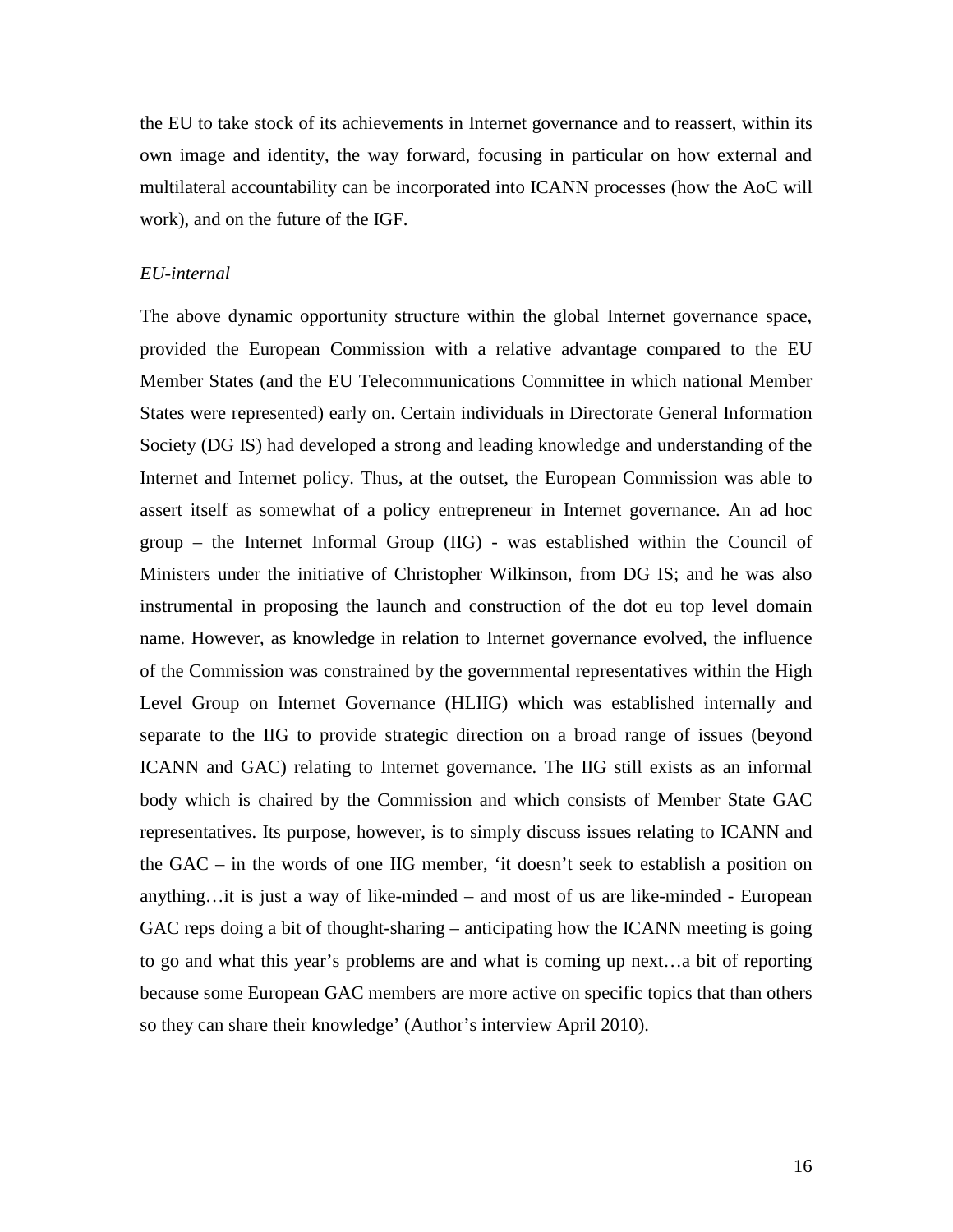the EU to take stock of its achievements in Internet governance and to reassert, within its own image and identity, the way forward, focusing in particular on how external and multilateral accountability can be incorporated into ICANN processes (how the AoC will work), and on the future of the IGF.

*EU-internal*

The above dynamic opportunity structure within the global Internet governance space, provided the European Commission with a relative advantage compared to the EU Member States (and the EU Telecommunications Committee in which national Member States were represented) early on. Certain individuals in Directorate General Information Society (DG IS) had developed a strong and leading knowledge and understanding of the Internet and Internet policy. Thus, at the outset, the European Commission was able to assert itself as somewhat of a policy entrepreneur in Internet governance. An ad hoc group – the Internet Informal Group (IIG) - was established within the Council of Ministers under the initiative of Christopher Wilkinson, from DG IS; and he was also instrumental in proposing the launch and construction of the dot eu top level domain name. However, as knowledge in relation to Internet governance evolved, the influence of the Commission was constrained by the governmental representatives within the High Level Group on Internet Governance (HLIIG) which was established internally and separate to the IIG to provide strategic direction on a broad range of issues (beyond ICANN and GAC) relating to Internet governance. The IIG still exists as an informal body which is chaired by the Commission and which consists of Member State GAC representatives. Its purpose, however, is to simply discuss issues relating to ICANN and the GAC – in the words of one IIG member, 'it doesn't seek to establish a position on anything…it is just a way of like-minded – and most of us are like-minded - European GAC reps doing a bit of thought-sharing – anticipating how the ICANN meeting is going to go and what this year's problems are and what is coming up next…a bit of reporting because some European GAC members are more active on specific topics that than others so they can share their knowledge' (Author's interview April 2010).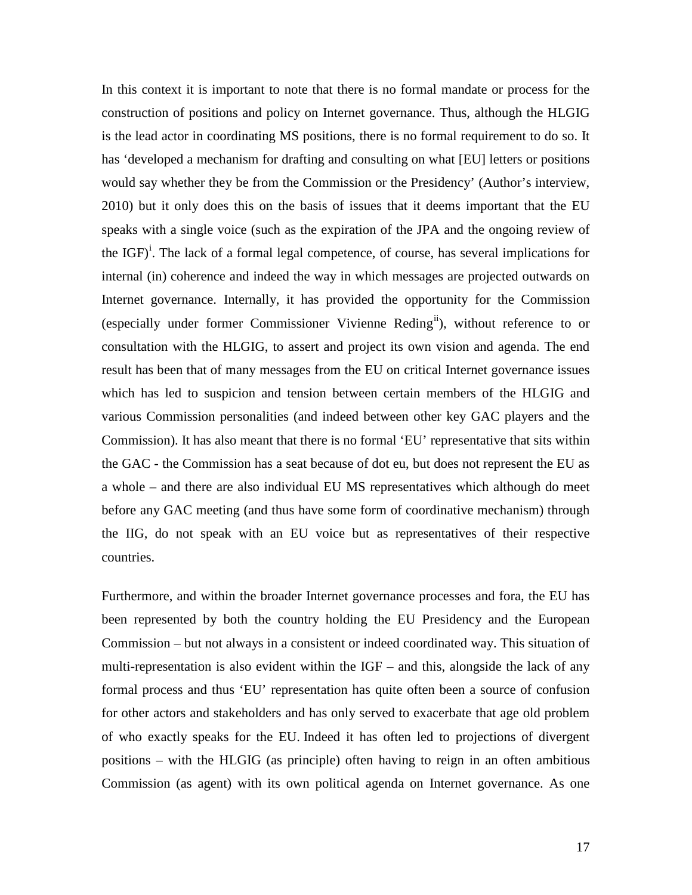In this context it is important to note that there is no formal mandate or process for the construction of positions and policy on Internet governance. Thus, although the HLGIG is the lead actor in coordinating MS positions, there is no formal requirement to do so. It has 'developed a mechanism for drafting and consulting on what [EU] letters or positions would say whether they be from the Commission or the Presidency' (Author's interview, 2010) but it only does this on the basis of issues that it deems important that the EU speaks with a single voice (such as the expiration of the JPA and the ongoing review of the IGF)[i]. The lack of a formal legal competence, of course, has several implications for internal (in) coherence and indeed the way in which messages are projected outwards on Internet governance. Internally, it has provided the opportunity for the Commission (especially under former Commissioner Vivienne Reding[ii]), without reference to or consultation with the HLGIG, to assert and project its own vision and agenda. The end result has been that of many messages from the EU on critical Internet governance issues which has led to suspicion and tension between certain members of the HLGIG and various Commission personalities (and indeed between other key GAC players and the Commission). It has also meant that there is no formal 'EU' representative that sits within the GAC - the Commission has a seat because of dot eu, but does not represent the EU as a whole – and there are also individual EU MS representatives which although do meet before any GAC meeting (and thus have some form of coordinative mechanism) through the IIG, do not speak with an EU voice but as representatives of their respective countries.

Furthermore, and within the broader Internet governance processes and fora, the EU has been represented by both the country holding the EU Presidency and the European Commission – but not always in a consistent or indeed coordinated way. This situation of multi-representation is also evident within the IGF – and this, alongside the lack of any formal process and thus 'EU' representation has quite often been a source of confusion for other actors and stakeholders and has only served to exacerbate that age old problem of who exactly speaks for the EU. Indeed it has often led to projections of divergent positions – with the HLGIG (as principle) often having to reign in an often ambitious Commission (as agent) with its own political agenda on Internet governance. As one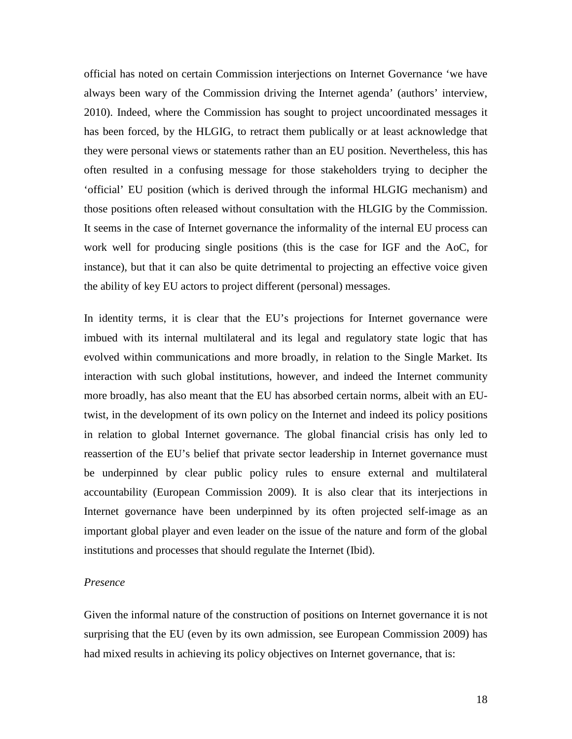official has noted on certain Commission interjections on Internet Governance 'we have always been wary of the Commission driving the Internet agenda' (authors' interview, 2010). Indeed, where the Commission has sought to project uncoordinated messages it has been forced, by the HLGIG, to retract them publically or at least acknowledge that they were personal views or statements rather than an EU position. Nevertheless, this has often resulted in a confusing message for those stakeholders trying to decipher the 'official' EU position (which is derived through the informal HLGIG mechanism) and those positions often released without consultation with the HLGIG by the Commission. It seems in the case of Internet governance the informality of the internal EU process can work well for producing single positions (this is the case for IGF and the AoC, for instance), but that it can also be quite detrimental to projecting an effective voice given the ability of key EU actors to project different (personal) messages.

In identity terms, it is clear that the EU's projections for Internet governance were imbued with its internal multilateral and its legal and regulatory state logic that has evolved within communications and more broadly, in relation to the Single Market. Its interaction with such global institutions, however, and indeed the Internet community more broadly, has also meant that the EU has absorbed certain norms, albeit with an EU-twist, in the development of its own policy on the Internet and indeed its policy positions in relation to global Internet governance. The global financial crisis has only led to reassertion of the EU's belief that private sector leadership in Internet governance must be underpinned by clear public policy rules to ensure external and multilateral accountability (European Commission 2009). It is also clear that its interjections in Internet governance have been underpinned by its often projected self-image as an important global player and even leader on the issue of the nature and form of the global institutions and processes that should regulate the Internet (Ibid).

*Presence*

Given the informal nature of the construction of positions on Internet governance it is not surprising that the EU (even by its own admission, see European Commission 2009) has had mixed results in achieving its policy objectives on Internet governance, that is: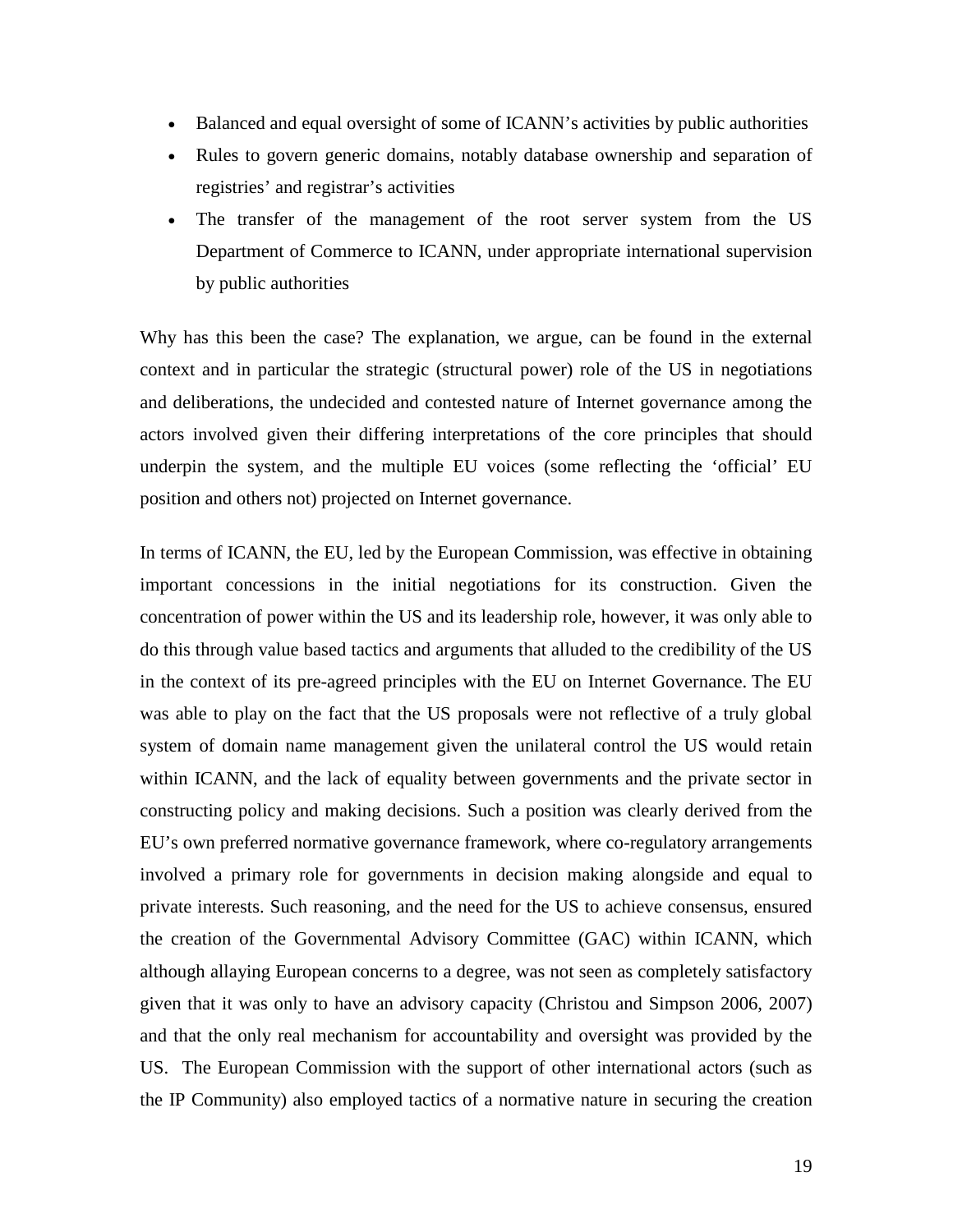- Balanced and equal oversight of some of ICANN's activities by public authorities
- Rules to govern generic domains, notably database ownership and separation of registries' and registrar's activities
- The transfer of the management of the root server system from the US Department of Commerce to ICANN, under appropriate international supervision by public authorities

Why has this been the case? The explanation, we argue, can be found in the external context and in particular the strategic (structural power) role of the US in negotiations and deliberations, the undecided and contested nature of Internet governance among the actors involved given their differing interpretations of the core principles that should underpin the system, and the multiple EU voices (some reflecting the 'official' EU position and others not) projected on Internet governance.

In terms of ICANN, the EU, led by the European Commission, was effective in obtaining important concessions in the initial negotiations for its construction. Given the concentration of power within the US and its leadership role, however, it was only able to do this through value based tactics and arguments that alluded to the credibility of the US in the context of its pre-agreed principles with the EU on Internet Governance. The EU was able to play on the fact that the US proposals were not reflective of a truly global system of domain name management given the unilateral control the US would retain within ICANN, and the lack of equality between governments and the private sector in constructing policy and making decisions. Such a position was clearly derived from the EU's own preferred normative governance framework, where co-regulatory arrangements involved a primary role for governments in decision making alongside and equal to private interests. Such reasoning, and the need for the US to achieve consensus, ensured the creation of the Governmental Advisory Committee (GAC) within ICANN, which although allaying European concerns to a degree, was not seen as completely satisfactory given that it was only to have an advisory capacity (Christou and Simpson 2006, 2007) and that the only real mechanism for accountability and oversight was provided by the US. The European Commission with the support of other international actors (such as the IP Community) also employed tactics of a normative nature in securing the creation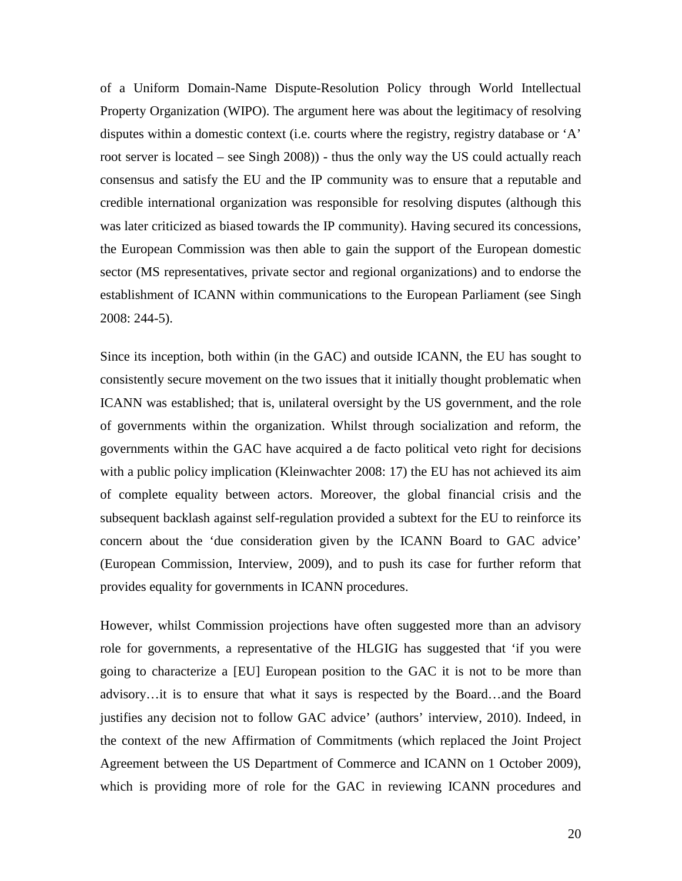of a Uniform Domain-Name Dispute-Resolution Policy through World Intellectual Property Organization (WIPO). The argument here was about the legitimacy of resolving disputes within a domestic context (i.e. courts where the registry, registry database or 'A' root server is located – see Singh 2008)) - thus the only way the US could actually reach consensus and satisfy the EU and the IP community was to ensure that a reputable and credible international organization was responsible for resolving disputes (although this was later criticized as biased towards the IP community). Having secured its concessions, the European Commission was then able to gain the support of the European domestic sector (MS representatives, private sector and regional organizations) and to endorse the establishment of ICANN within communications to the European Parliament (see Singh 2008: 244-5).

Since its inception, both within (in the GAC) and outside ICANN, the EU has sought to consistently secure movement on the two issues that it initially thought problematic when ICANN was established; that is, unilateral oversight by the US government, and the role of governments within the organization. Whilst through socialization and reform, the governments within the GAC have acquired a de facto political veto right for decisions with a public policy implication (Kleinwachter 2008: 17) the EU has not achieved its aim of complete equality between actors. Moreover, the global financial crisis and the subsequent backlash against self-regulation provided a subtext for the EU to reinforce its concern about the 'due consideration given by the ICANN Board to GAC advice' (European Commission, Interview, 2009), and to push its case for further reform that provides equality for governments in ICANN procedures.

However, whilst Commission projections have often suggested more than an advisory role for governments, a representative of the HLGIG has suggested that 'if you were going to characterize a [EU] European position to the GAC it is not to be more than advisory…it is to ensure that what it says is respected by the Board…and the Board justifies any decision not to follow GAC advice' (authors' interview, 2010). Indeed, in the context of the new Affirmation of Commitments (which replaced the Joint Project Agreement between the US Department of Commerce and ICANN on 1 October 2009), which is providing more of role for the GAC in reviewing ICANN procedures and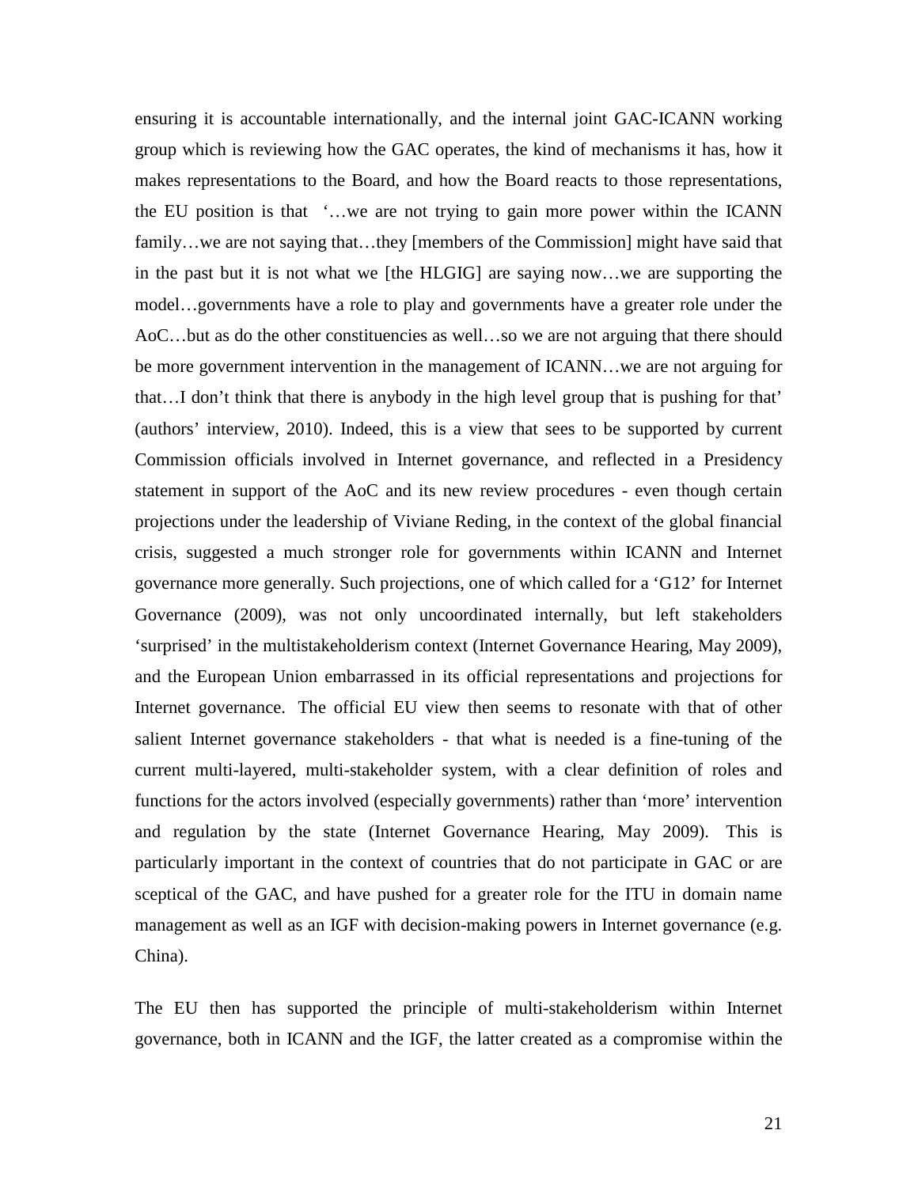ensuring it is accountable internationally, and the internal joint GAC-ICANN working group which is reviewing how the GAC operates, the kind of mechanisms it has, how it makes representations to the Board, and how the Board reacts to those representations, the EU position is that '…we are not trying to gain more power within the ICANN family…we are not saying that…they [members of the Commission] might have said that in the past but it is not what we [the HLGIG] are saying now…we are supporting the model…governments have a role to play and governments have a greater role under the AoC…but as do the other constituencies as well…so we are not arguing that there should be more government intervention in the management of ICANN…we are not arguing for that…I don't think that there is anybody in the high level group that is pushing for that' (authors' interview, 2010). Indeed, this is a view that sees to be supported by current Commission officials involved in Internet governance, and reflected in a Presidency statement in support of the AoC and its new review procedures - even though certain projections under the leadership of Viviane Reding, in the context of the global financial crisis, suggested a much stronger role for governments within ICANN and Internet governance more generally. Such projections, one of which called for a 'G12' for Internet Governance (2009), was not only uncoordinated internally, but left stakeholders 'surprised' in the multistakeholderism context (Internet Governance Hearing, May 2009), and the European Union embarrassed in its official representations and projections for Internet governance. The official EU view then seems to resonate with that of other salient Internet governance stakeholders - that what is needed is a fine-tuning of the current multi-layered, multi-stakeholder system, with a clear definition of roles and functions for the actors involved (especially governments) rather than 'more' intervention and regulation by the state (Internet Governance Hearing, May 2009). This is particularly important in the context of countries that do not participate in GAC or are sceptical of the GAC, and have pushed for a greater role for the ITU in domain name management as well as an IGF with decision-making powers in Internet governance (e.g. China).

The EU then has supported the principle of multi-stakeholderism within Internet governance, both in ICANN and the IGF, the latter created as a compromise within the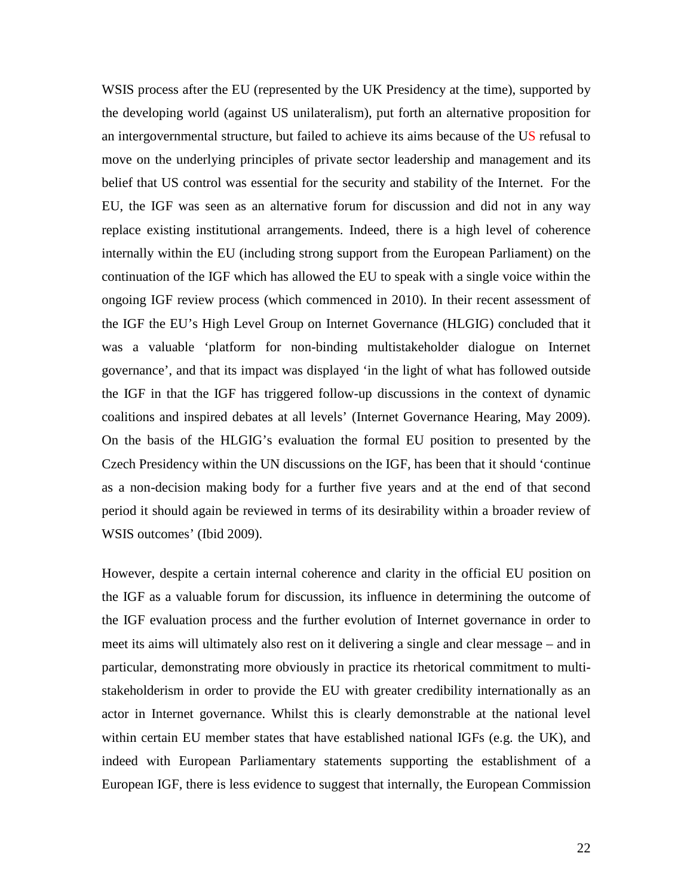WSIS process after the EU (represented by the UK Presidency at the time), supported by the developing world (against US unilateralism), put forth an alternative proposition for an intergovernmental structure, but failed to achieve its aims because of the US refusal to move on the underlying principles of private sector leadership and management and its belief that US control was essential for the security and stability of the Internet. For the EU, the IGF was seen as an alternative forum for discussion and did not in any way replace existing institutional arrangements. Indeed, there is a high level of coherence internally within the EU (including strong support from the European Parliament) on the continuation of the IGF which has allowed the EU to speak with a single voice within the ongoing IGF review process (which commenced in 2010). In their recent assessment of the IGF the EU's High Level Group on Internet Governance (HLGIG) concluded that it was a valuable 'platform for non-binding multistakeholder dialogue on Internet governance', and that its impact was displayed 'in the light of what has followed outside the IGF in that the IGF has triggered follow-up discussions in the context of dynamic coalitions and inspired debates at all levels' (Internet Governance Hearing, May 2009). On the basis of the HLGIG's evaluation the formal EU position to presented by the Czech Presidency within the UN discussions on the IGF, has been that it should 'continue as a non-decision making body for a further five years and at the end of that second period it should again be reviewed in terms of its desirability within a broader review of WSIS outcomes' (Ibid 2009).

However, despite a certain internal coherence and clarity in the official EU position on the IGF as a valuable forum for discussion, its influence in determining the outcome of the IGF evaluation process and the further evolution of Internet governance in order to meet its aims will ultimately also rest on it delivering a single and clear message – and in particular, demonstrating more obviously in practice its rhetorical commitment to multi-stakeholderism in order to provide the EU with greater credibility internationally as an actor in Internet governance. Whilst this is clearly demonstrable at the national level within certain EU member states that have established national IGFs (e.g. the UK), and indeed with European Parliamentary statements supporting the establishment of a European IGF, there is less evidence to suggest that internally, the European Commission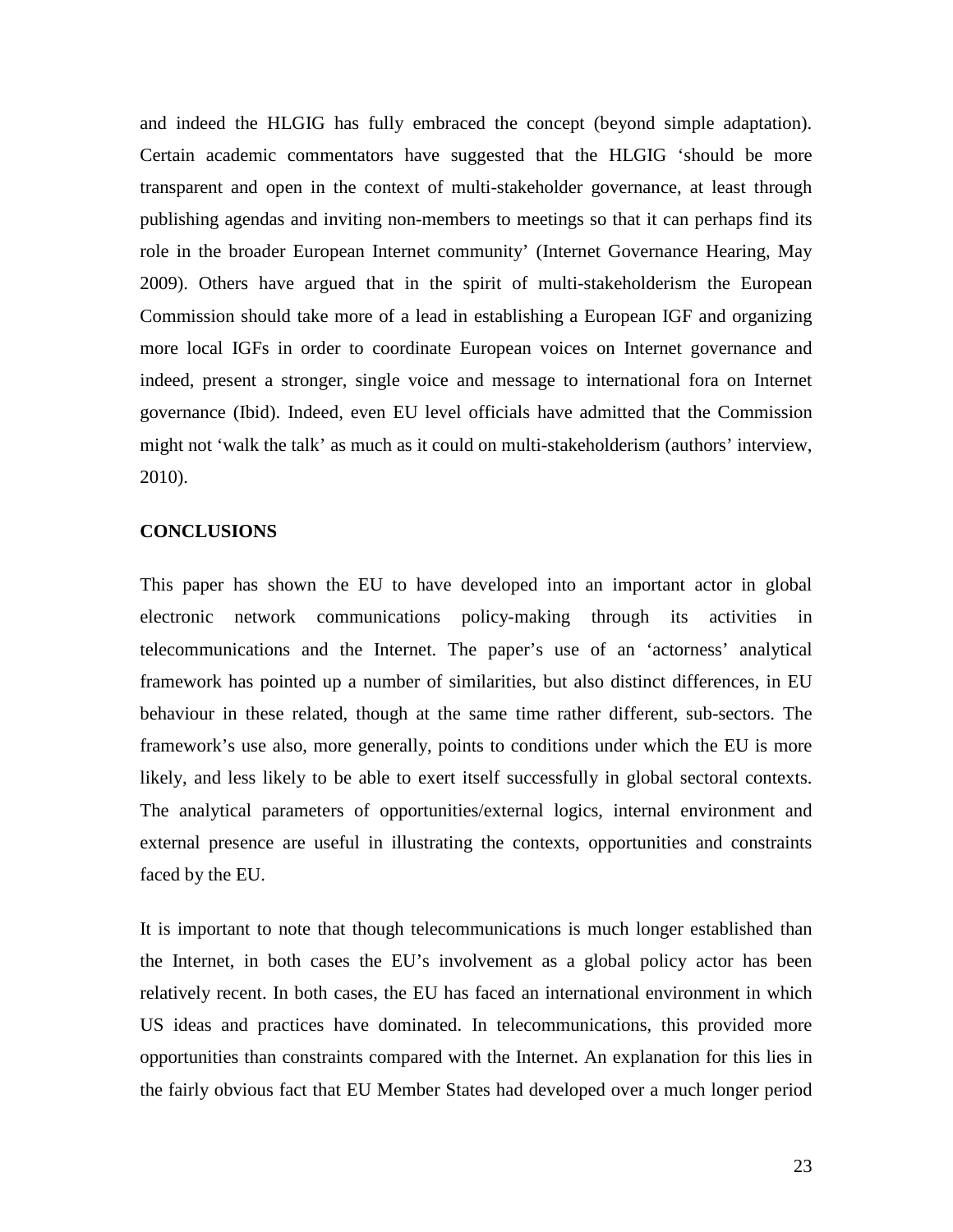and indeed the HLGIG has fully embraced the concept (beyond simple adaptation). Certain academic commentators have suggested that the HLGIG 'should be more transparent and open in the context of multi-stakeholder governance, at least through publishing agendas and inviting non-members to meetings so that it can perhaps find its role in the broader European Internet community' (Internet Governance Hearing, May 2009). Others have argued that in the spirit of multi-stakeholderism the European Commission should take more of a lead in establishing a European IGF and organizing more local IGFs in order to coordinate European voices on Internet governance and indeed, present a stronger, single voice and message to international fora on Internet governance (Ibid). Indeed, even EU level officials have admitted that the Commission might not 'walk the talk' as much as it could on multi-stakeholderism (authors' interview, 2010).

## CONCLUSIONS

This paper has shown the EU to have developed into an important actor in global electronic network communications policy-making through its activities in telecommunications and the Internet. The paper's use of an 'actorness' analytical framework has pointed up a number of similarities, but also distinct differences, in EU behaviour in these related, though at the same time rather different, sub-sectors. The framework's use also, more generally, points to conditions under which the EU is more likely, and less likely to be able to exert itself successfully in global sectoral contexts. The analytical parameters of opportunities/external logics, internal environment and external presence are useful in illustrating the contexts, opportunities and constraints faced by the EU.

It is important to note that though telecommunications is much longer established than the Internet, in both cases the EU's involvement as a global policy actor has been relatively recent. In both cases, the EU has faced an international environment in which US ideas and practices have dominated. In telecommunications, this provided more opportunities than constraints compared with the Internet. An explanation for this lies in the fairly obvious fact that EU Member States had developed over a much longer period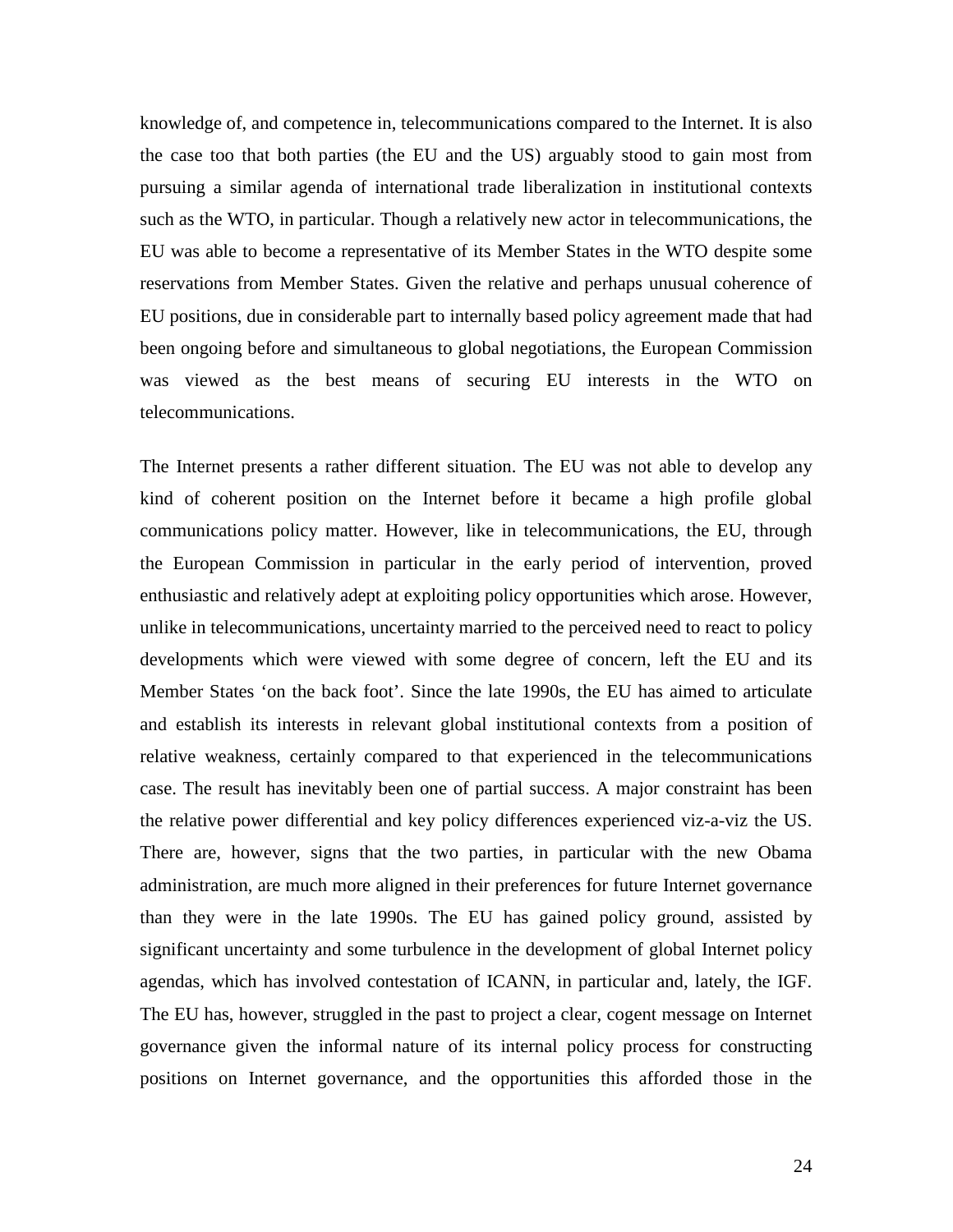knowledge of, and competence in, telecommunications compared to the Internet. It is also the case too that both parties (the EU and the US) arguably stood to gain most from pursuing a similar agenda of international trade liberalization in institutional contexts such as the WTO, in particular. Though a relatively new actor in telecommunications, the EU was able to become a representative of its Member States in the WTO despite some reservations from Member States. Given the relative and perhaps unusual coherence of EU positions, due in considerable part to internally based policy agreement made that had been ongoing before and simultaneous to global negotiations, the European Commission was viewed as the best means of securing EU interests in the WTO on telecommunications.

The Internet presents a rather different situation. The EU was not able to develop any kind of coherent position on the Internet before it became a high profile global communications policy matter. However, like in telecommunications, the EU, through the European Commission in particular in the early period of intervention, proved enthusiastic and relatively adept at exploiting policy opportunities which arose. However, unlike in telecommunications, uncertainty married to the perceived need to react to policy developments which were viewed with some degree of concern, left the EU and its Member States 'on the back foot'. Since the late 1990s, the EU has aimed to articulate and establish its interests in relevant global institutional contexts from a position of relative weakness, certainly compared to that experienced in the telecommunications case. The result has inevitably been one of partial success. A major constraint has been the relative power differential and key policy differences experienced viz-a-viz the US. There are, however, signs that the two parties, in particular with the new Obama administration, are much more aligned in their preferences for future Internet governance than they were in the late 1990s. The EU has gained policy ground, assisted by significant uncertainty and some turbulence in the development of global Internet policy agendas, which has involved contestation of ICANN, in particular and, lately, the IGF. The EU has, however, struggled in the past to project a clear, cogent message on Internet governance given the informal nature of its internal policy process for constructing positions on Internet governance, and the opportunities this afforded those in the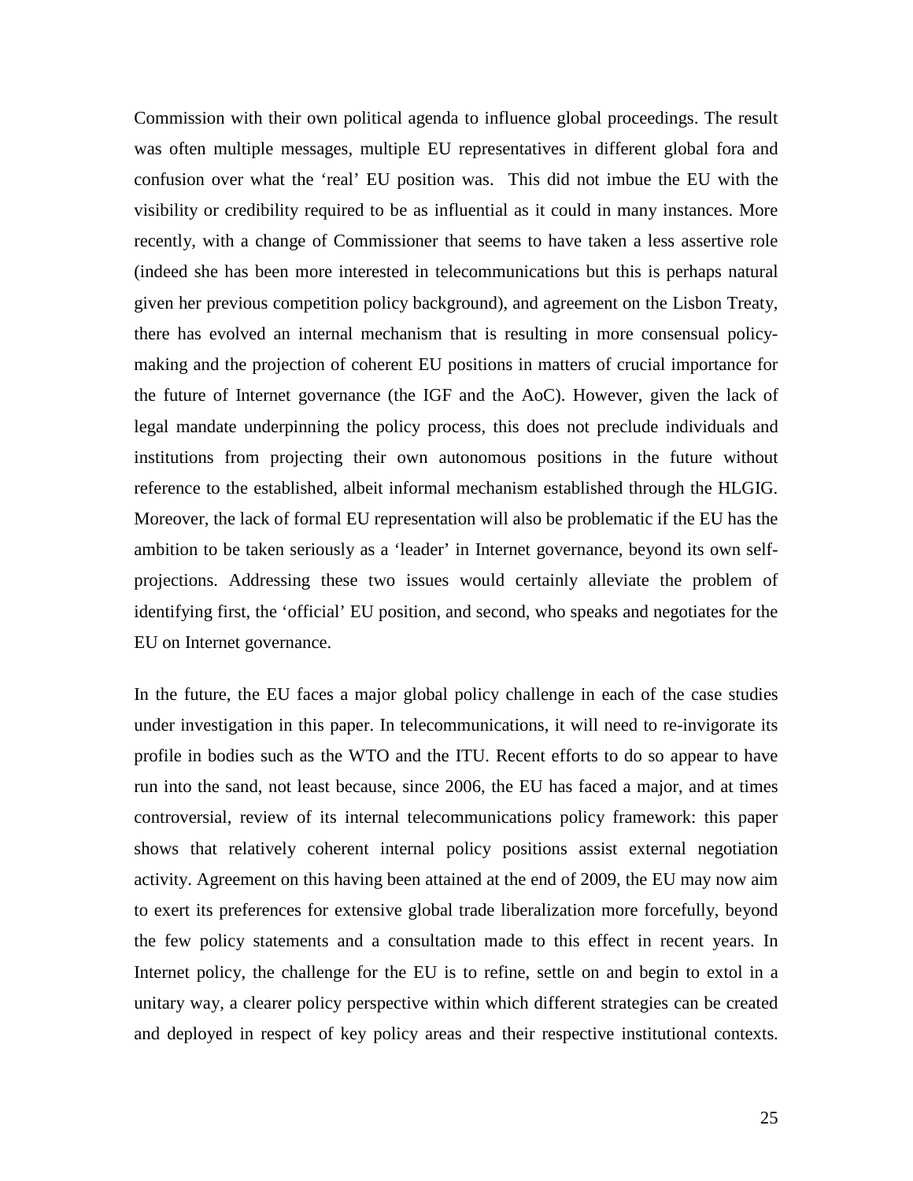Commission with their own political agenda to influence global proceedings. The result was often multiple messages, multiple EU representatives in different global fora and confusion over what the 'real' EU position was. This did not imbue the EU with the visibility or credibility required to be as influential as it could in many instances. More recently, with a change of Commissioner that seems to have taken a less assertive role (indeed she has been more interested in telecommunications but this is perhaps natural given her previous competition policy background), and agreement on the Lisbon Treaty, there has evolved an internal mechanism that is resulting in more consensual policy-making and the projection of coherent EU positions in matters of crucial importance for the future of Internet governance (the IGF and the AoC). However, given the lack of legal mandate underpinning the policy process, this does not preclude individuals and institutions from projecting their own autonomous positions in the future without reference to the established, albeit informal mechanism established through the HLGIG. Moreover, the lack of formal EU representation will also be problematic if the EU has the ambition to be taken seriously as a 'leader' in Internet governance, beyond its own self-projections. Addressing these two issues would certainly alleviate the problem of identifying first, the 'official' EU position, and second, who speaks and negotiates for the EU on Internet governance.

In the future, the EU faces a major global policy challenge in each of the case studies under investigation in this paper. In telecommunications, it will need to re-invigorate its profile in bodies such as the WTO and the ITU. Recent efforts to do so appear to have run into the sand, not least because, since 2006, the EU has faced a major, and at times controversial, review of its internal telecommunications policy framework: this paper shows that relatively coherent internal policy positions assist external negotiation activity. Agreement on this having been attained at the end of 2009, the EU may now aim to exert its preferences for extensive global trade liberalization more forcefully, beyond the few policy statements and a consultation made to this effect in recent years. In Internet policy, the challenge for the EU is to refine, settle on and begin to extol in a unitary way, a clearer policy perspective within which different strategies can be created and deployed in respect of key policy areas and their respective institutional contexts.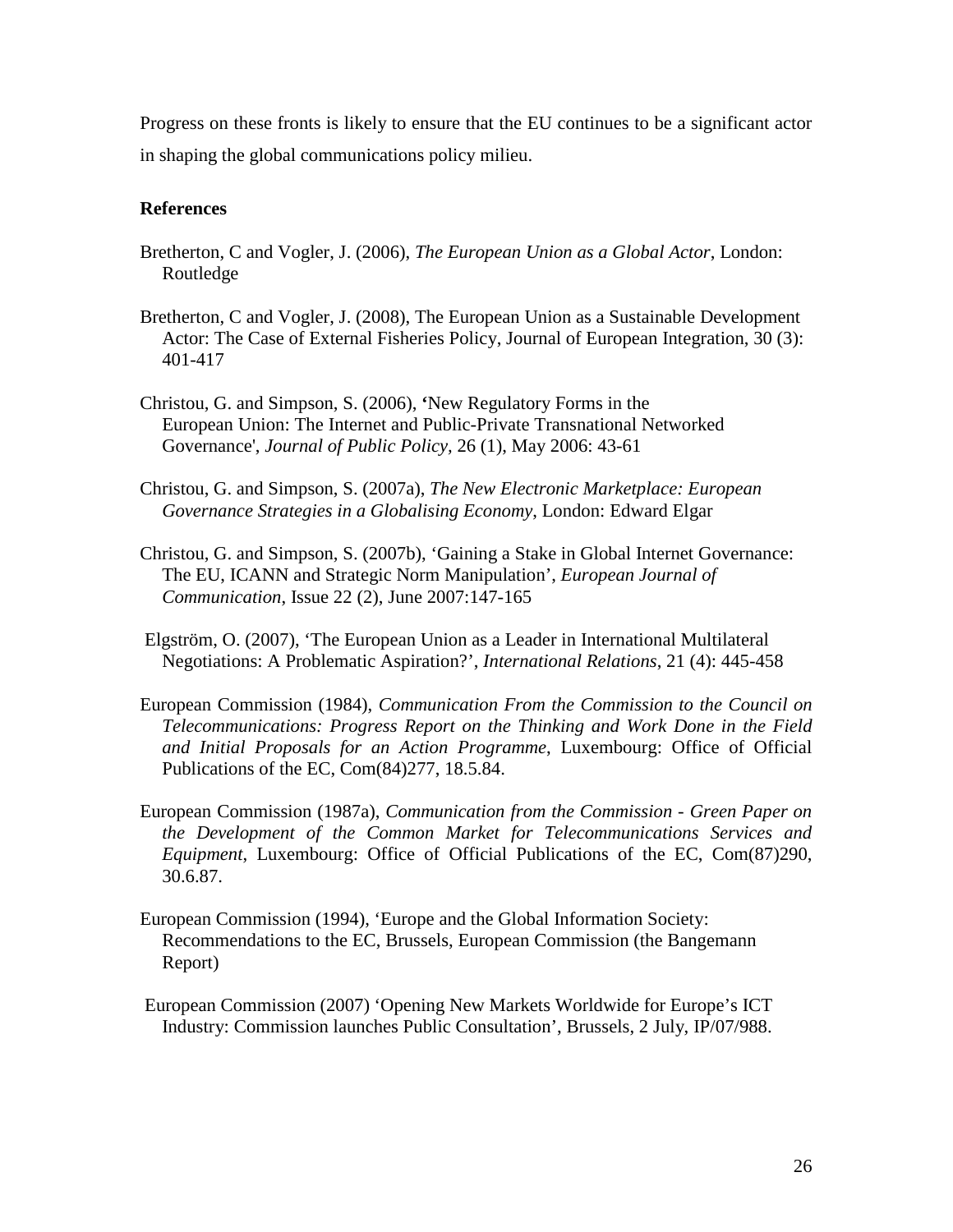Progress on these fronts is likely to ensure that the EU continues to be a significant actor in shaping the global communications policy milieu.

**References**

Bretherton, C and Vogler, J. (2006), *The European Union as a Global Actor*, London: Routledge

Bretherton, C and Vogler, J. (2008), The European Union as a Sustainable Development Actor: The Case of External Fisheries Policy, Journal of European Integration, 30 (3): 401-417

Christou, G. and Simpson, S. (2006), 'New Regulatory Forms in the European Union: The Internet and Public-Private Transnational Networked Governance', *Journal of Public Policy*, 26 (1), May 2006: 43-61

Christou, G. and Simpson, S. (2007a), *The New Electronic Marketplace: European Governance Strategies in a Globalising Economy*, London: Edward Elgar

Christou, G. and Simpson, S. (2007b), 'Gaining a Stake in Global Internet Governance: The EU, ICANN and Strategic Norm Manipulation', *European Journal of Communication*, Issue 22 (2), June 2007:147-165

Elgström, O. (2007), 'The European Union as a Leader in International Multilateral Negotiations: A Problematic Aspiration?', *International Relations*, 21 (4): 445-458

European Commission (1984), *Communication From the Commission to the Council on Telecommunications: Progress Report on the Thinking and Work Done in the Field and Initial Proposals for an Action Programme*, Luxembourg: Office of Official Publications of the EC, Com(84)277, 18.5.84.

European Commission (1987a), *Communication from the Commission - Green Paper on the Development of the Common Market for Telecommunications Services and Equipment*, Luxembourg: Office of Official Publications of the EC, Com(87)290, 30.6.87.

European Commission (1994), 'Europe and the Global Information Society: Recommendations to the EC, Brussels, European Commission (the Bangemann Report)

European Commission (2007) 'Opening New Markets Worldwide for Europe's ICT Industry: Commission launches Public Consultation', Brussels, 2 July, IP/07/988.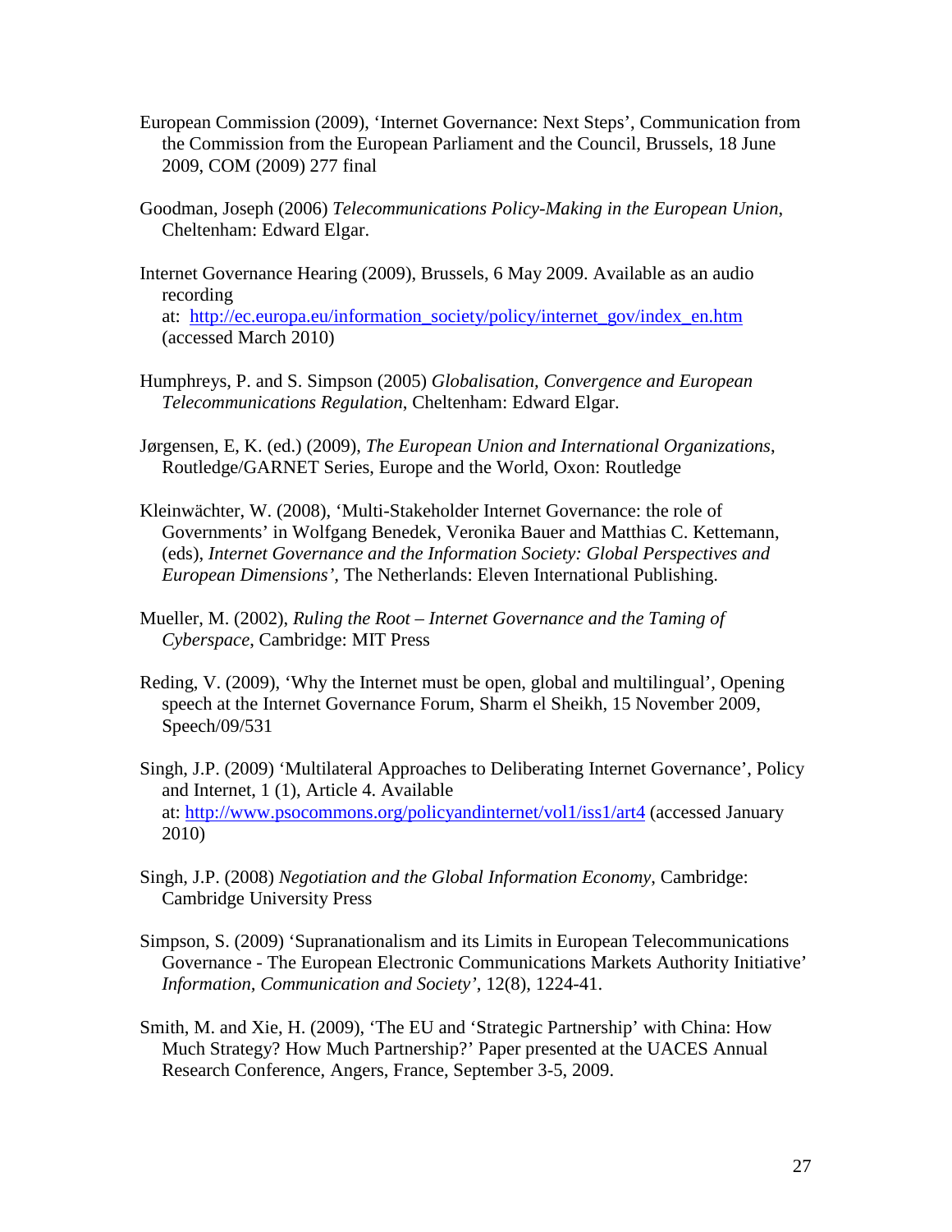European Commission (2009), 'Internet Governance: Next Steps', Communication from the Commission from the European Parliament and the Council, Brussels, 18 June 2009, COM (2009) 277 final

Goodman, Joseph (2006) *Telecommunications Policy-Making in the European Union*, Cheltenham: Edward Elgar.

Internet Governance Hearing (2009), Brussels, 6 May 2009. Available as an audio recording at: http://ec.europa.eu/information_society/policy/internet_gov/index_en.htm (accessed March 2010)

Humphreys, P. and S. Simpson (2005) *Globalisation, Convergence and European Telecommunications Regulation*, Cheltenham: Edward Elgar.

Jørgensen, E, K. (ed.) (2009), *The European Union and International Organizations*, Routledge/GARNET Series, Europe and the World, Oxon: Routledge

Kleinwächter, W. (2008), 'Multi-Stakeholder Internet Governance: the role of Governments' in Wolfgang Benedek, Veronika Bauer and Matthias C. Kettemann, (eds), *Internet Governance and the Information Society: Global Perspectives and European Dimensions'*, The Netherlands: Eleven International Publishing.

Mueller, M. (2002), *Ruling the Root – Internet Governance and the Taming of Cyberspace*, Cambridge: MIT Press

Reding, V. (2009), 'Why the Internet must be open, global and multilingual', Opening speech at the Internet Governance Forum, Sharm el Sheikh, 15 November 2009, Speech/09/531

Singh, J.P. (2009) 'Multilateral Approaches to Deliberating Internet Governance', Policy and Internet, 1 (1), Article 4. Available at: http://www.psocommons.org/policyandinternet/vol1/iss1/art4 (accessed January 2010)

Singh, J.P. (2008) *Negotiation and the Global Information Economy*, Cambridge: Cambridge University Press

Simpson, S. (2009) 'Supranationalism and its Limits in European Telecommunications Governance - The European Electronic Communications Markets Authority Initiative' *Information, Communication and Society'*, 12(8), 1224-41.

Smith, M. and Xie, H. (2009), 'The EU and 'Strategic Partnership' with China: How Much Strategy? How Much Partnership?' Paper presented at the UACES Annual Research Conference, Angers, France, September 3-5, 2009.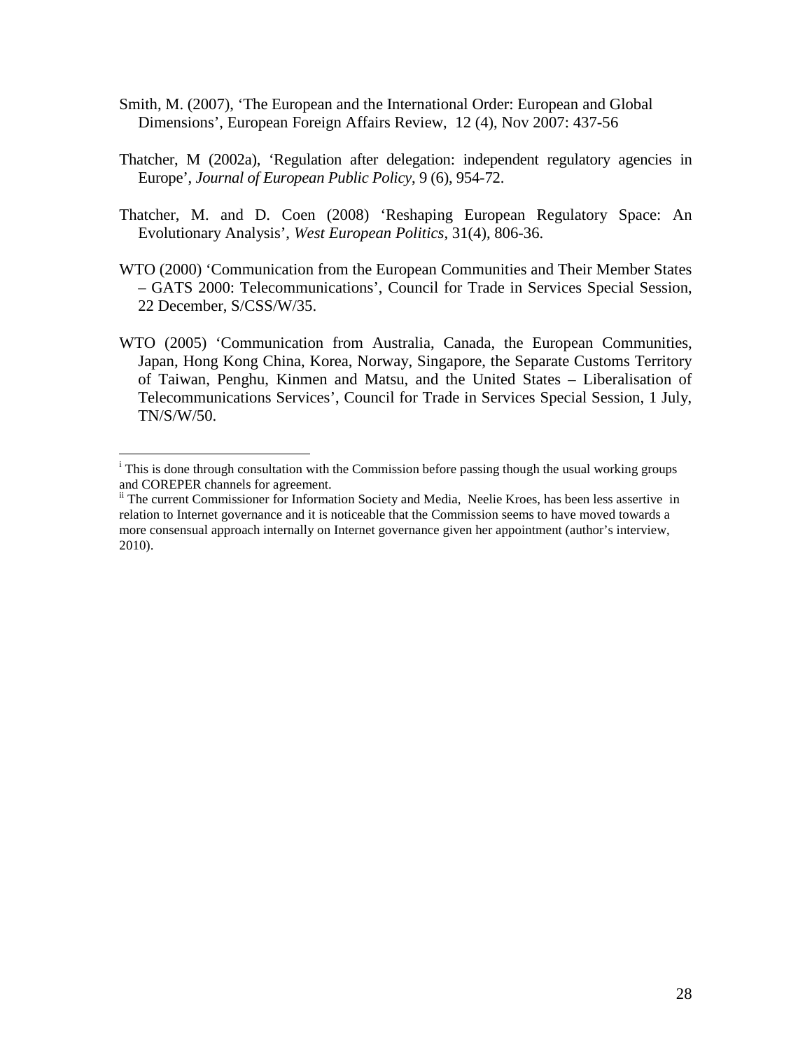Smith, M. (2007), 'The European and the International Order: European and Global Dimensions', European Foreign Affairs Review, 12 (4), Nov 2007: 437-56

Thatcher, M (2002a), 'Regulation after delegation: independent regulatory agencies in Europe', *Journal of European Public Policy*, 9 (6), 954-72.

Thatcher, M. and D. Coen (2008) 'Reshaping European Regulatory Space: An Evolutionary Analysis', *West European Politics*, 31(4), 806-36.

WTO (2000) 'Communication from the European Communities and Their Member States – GATS 2000: Telecommunications', Council for Trade in Services Special Session, 22 December, S/CSS/W/35.

WTO (2005) 'Communication from Australia, Canada, the European Communities, Japan, Hong Kong China, Korea, Norway, Singapore, the Separate Customs Territory of Taiwan, Penghu, Kinmen and Matsu, and the United States – Liberalisation of Telecommunications Services', Council for Trade in Services Special Session, 1 July, TN/S/W/50.

---

[i] This is done through consultation with the Commission before passing though the usual working groups and COREPER channels for agreement.

[ii] The current Commissioner for Information Society and Media, Neelie Kroes, has been less assertive in relation to Internet governance and it is noticeable that the Commission seems to have moved towards a more consensual approach internally on Internet governance given her appointment (author's interview, 2010).